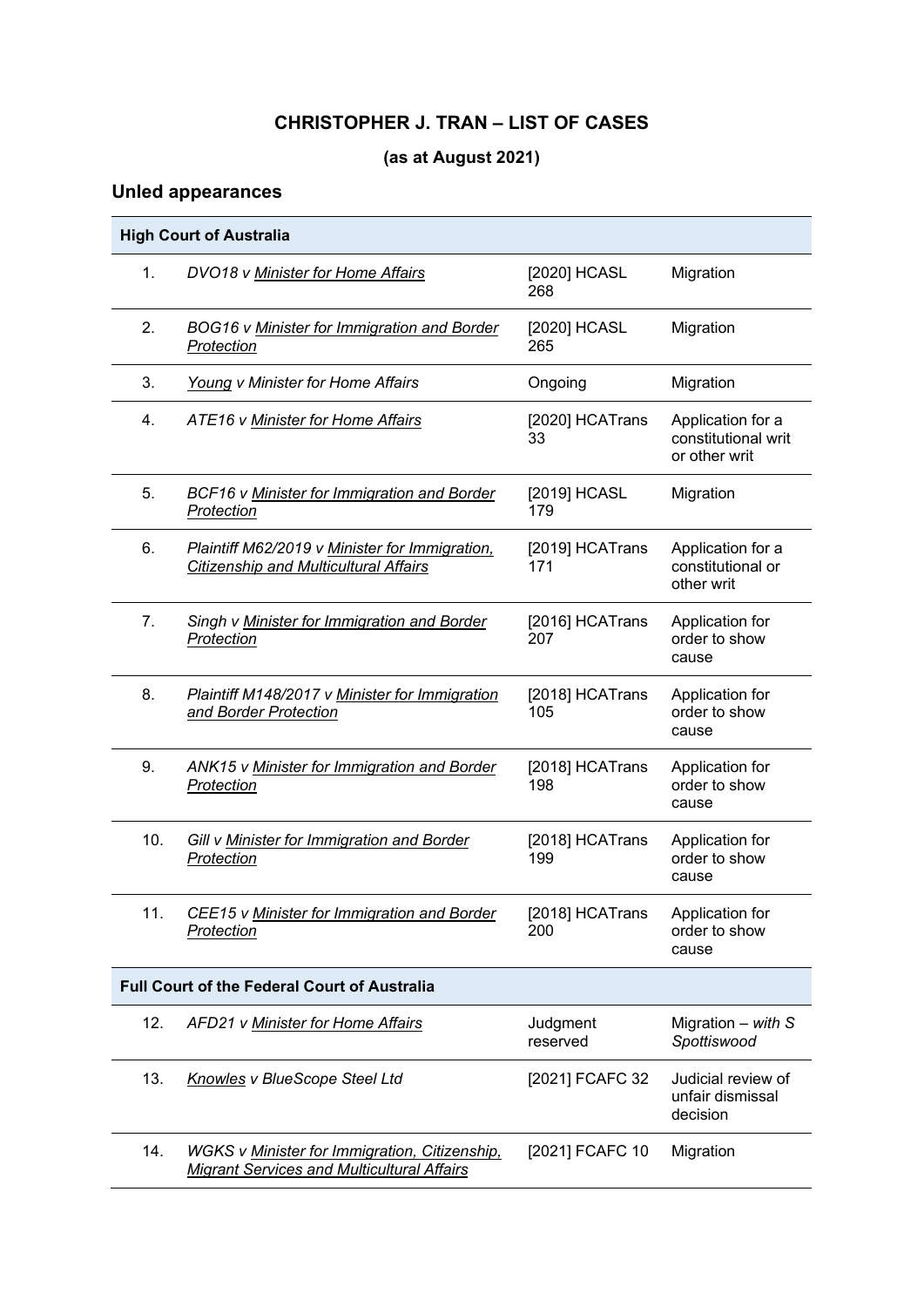# CHRISTOPHER J. TRAN – LIST OF CASES

## (as at August 2021)

## Unled appearances

| | | | |
|---|---|---|---|
| **High Court of Australia** | | | |
| 1. | *DVO18 v Minister for Home Affairs* | [2020] HCASL 268 | Migration |
| 2. | *BOG16 v Minister for Immigration and Border Protection* | [2020] HCASL 265 | Migration |
| 3. | *Young v Minister for Home Affairs* | Ongoing | Migration |
| 4. | *ATE16 v Minister for Home Affairs* | [2020] HCATrans 33 | Application for a constitutional writ or other writ |
| 5. | *BCF16 v Minister for Immigration and Border Protection* | [2019] HCASL 179 | Migration |
| 6. | *Plaintiff M62/2019 v Minister for Immigration, Citizenship and Multicultural Affairs* | [2019] HCATrans 171 | Application for a constitutional or other writ |
| 7. | *Singh v Minister for Immigration and Border Protection* | [2016] HCATrans 207 | Application for order to show cause |
| 8. | *Plaintiff M148/2017 v Minister for Immigration and Border Protection* | [2018] HCATrans 105 | Application for order to show cause |
| 9. | *ANK15 v Minister for Immigration and Border Protection* | [2018] HCATrans 198 | Application for order to show cause |
| 10. | *Gill v Minister for Immigration and Border Protection* | [2018] HCATrans 199 | Application for order to show cause |
| 11. | *CEE15 v Minister for Immigration and Border Protection* | [2018] HCATrans 200 | Application for order to show cause |
| **Full Court of the Federal Court of Australia** | | | |
| 12. | *AFD21 v Minister for Home Affairs* | Judgment reserved | Migration – *with S Spottiswood* |
| 13. | *Knowles v BlueScope Steel Ltd* | [2021] FCAFC 32 | Judicial review of unfair dismissal decision |
| 14. | *WGKS v Minister for Immigration, Citizenship, Migrant Services and Multicultural Affairs* | [2021] FCAFC 10 | Migration |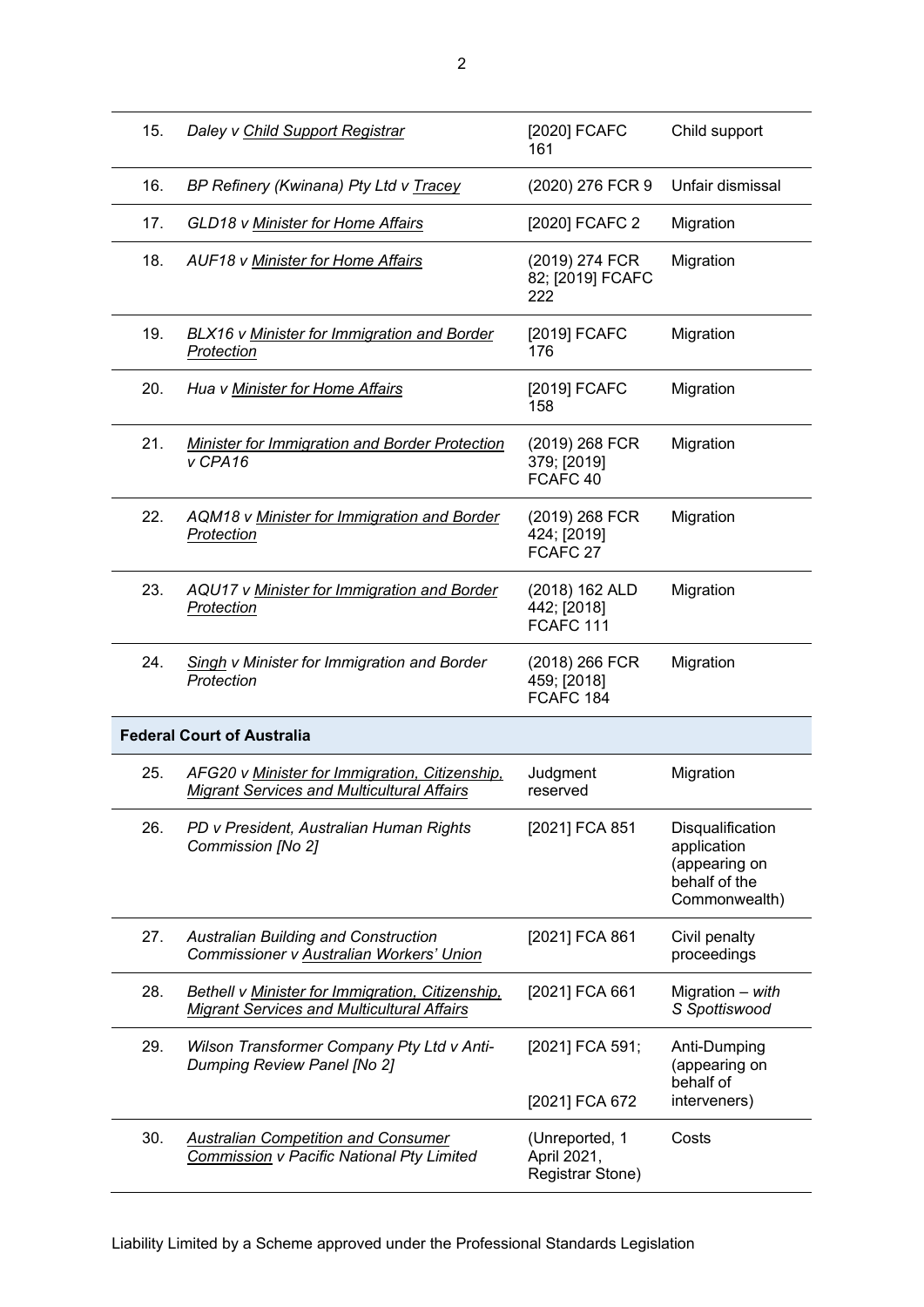| | | | |
|---|---|---|---|
| 15. | *Daley v Child Support Registrar* | [2020] FCAFC 161 | Child support |
| 16. | *BP Refinery (Kwinana) Pty Ltd v Tracey* | (2020) 276 FCR 9 | Unfair dismissal |
| 17. | *GLD18 v Minister for Home Affairs* | [2020] FCAFC 2 | Migration |
| 18. | *AUF18 v Minister for Home Affairs* | (2019) 274 FCR 82; [2019] FCAFC 222 | Migration |
| 19. | *BLX16 v Minister for Immigration and Border Protection* | [2019] FCAFC 176 | Migration |
| 20. | *Hua v Minister for Home Affairs* | [2019] FCAFC 158 | Migration |
| 21. | *Minister for Immigration and Border Protection v CPA16* | (2019) 268 FCR 379; [2019] FCAFC 40 | Migration |
| 22. | *AQM18 v Minister for Immigration and Border Protection* | (2019) 268 FCR 424; [2019] FCAFC 27 | Migration |
| 23. | *AQU17 v Minister for Immigration and Border Protection* | (2018) 162 ALD 442; [2018] FCAFC 111 | Migration |
| 24. | *Singh v Minister for Immigration and Border Protection* | (2018) 266 FCR 459; [2018] FCAFC 184 | Migration |
| **Federal Court of Australia** | | | |
| 25. | *AFG20 v Minister for Immigration, Citizenship, Migrant Services and Multicultural Affairs* | Judgment reserved | Migration |
| 26. | *PD v President, Australian Human Rights Commission [No 2]* | [2021] FCA 851 | Disqualification application (appearing on behalf of the Commonwealth) |
| 27. | *Australian Building and Construction Commissioner v Australian Workers' Union* | [2021] FCA 861 | Civil penalty proceedings |
| 28. | *Bethell v Minister for Immigration, Citizenship, Migrant Services and Multicultural Affairs* | [2021] FCA 661 | Migration – *with S Spottiswood* |
| 29. | *Wilson Transformer Company Pty Ltd v Anti-Dumping Review Panel [No 2]* | [2021] FCA 591; [2021] FCA 672 | Anti-Dumping (appearing on behalf of interveners) |
| 30. | *Australian Competition and Consumer Commission v Pacific National Pty Limited* | (Unreported, 1 April 2021, Registrar Stone) | Costs |

Liability Limited by a Scheme approved under the Professional Standards Legislation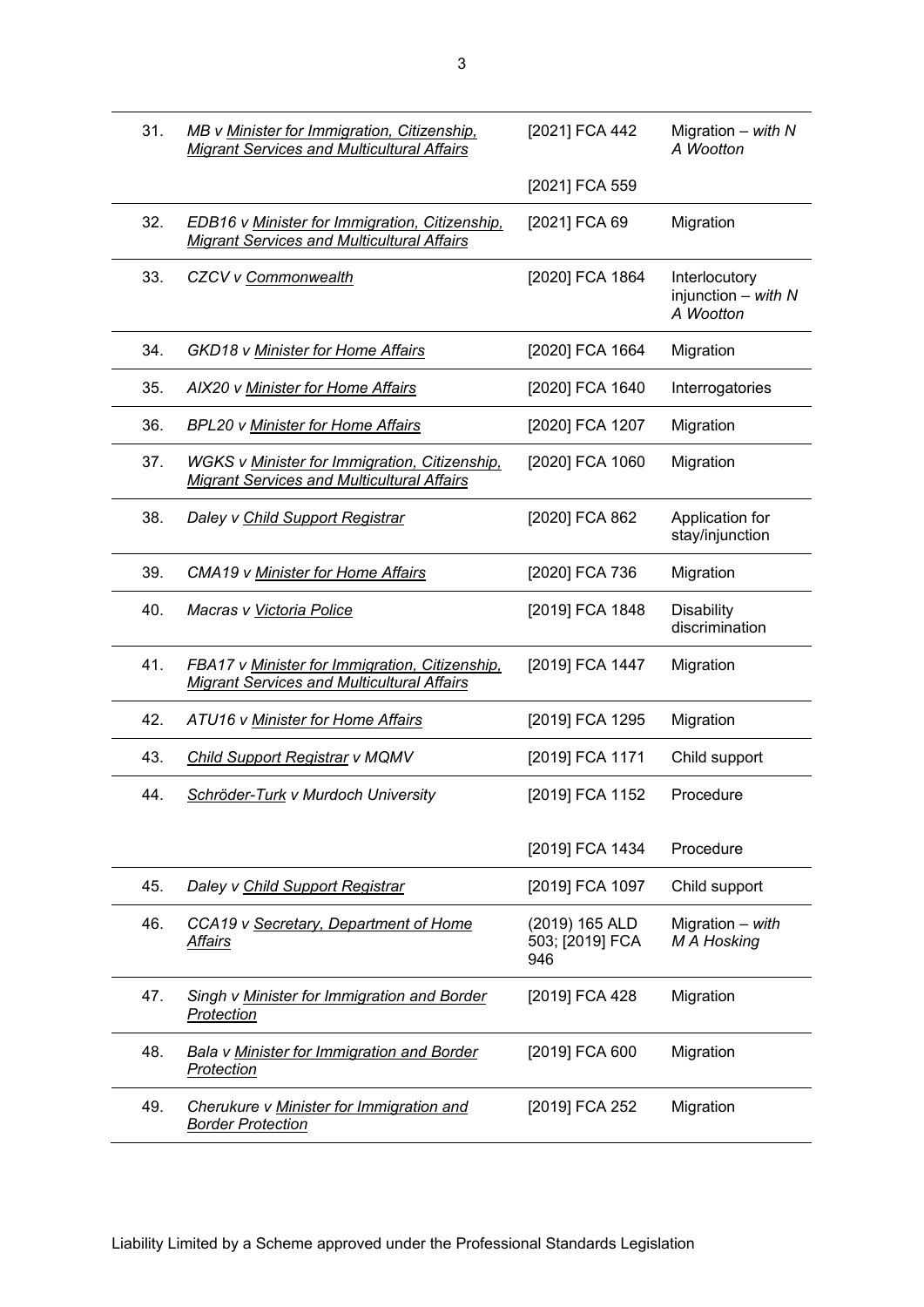| | | | |
|---|---|---|---|
| 31. | *MB v Minister for Immigration, Citizenship, Migrant Services and Multicultural Affairs* | [2021] FCA 442 | Migration – *with N A Wootton* |
| | | [2021] FCA 559 | |
| 32. | *EDB16 v Minister for Immigration, Citizenship, Migrant Services and Multicultural Affairs* | [2021] FCA 69 | Migration |
| 33. | *CZCV v Commonwealth* | [2020] FCA 1864 | Interlocutory injunction – *with N A Wootton* |
| 34. | *GKD18 v Minister for Home Affairs* | [2020] FCA 1664 | Migration |
| 35. | *AIX20 v Minister for Home Affairs* | [2020] FCA 1640 | Interrogatories |
| 36. | *BPL20 v Minister for Home Affairs* | [2020] FCA 1207 | Migration |
| 37. | *WGKS v Minister for Immigration, Citizenship, Migrant Services and Multicultural Affairs* | [2020] FCA 1060 | Migration |
| 38. | *Daley v Child Support Registrar* | [2020] FCA 862 | Application for stay/injunction |
| 39. | *CMA19 v Minister for Home Affairs* | [2020] FCA 736 | Migration |
| 40. | *Macras v Victoria Police* | [2019] FCA 1848 | Disability discrimination |
| 41. | *FBA17 v Minister for Immigration, Citizenship, Migrant Services and Multicultural Affairs* | [2019] FCA 1447 | Migration |
| 42. | *ATU16 v Minister for Home Affairs* | [2019] FCA 1295 | Migration |
| 43. | *Child Support Registrar v MQMV* | [2019] FCA 1171 | Child support |
| 44. | *Schröder-Turk v Murdoch University* | [2019] FCA 1152 | Procedure |
| | | [2019] FCA 1434 | Procedure |
| 45. | *Daley v Child Support Registrar* | [2019] FCA 1097 | Child support |
| 46. | *CCA19 v Secretary, Department of Home Affairs* | (2019) 165 ALD 503; [2019] FCA 946 | Migration – *with M A Hosking* |
| 47. | *Singh v Minister for Immigration and Border Protection* | [2019] FCA 428 | Migration |
| 48. | *Bala v Minister for Immigration and Border Protection* | [2019] FCA 600 | Migration |
| 49. | *Cherukure v Minister for Immigration and Border Protection* | [2019] FCA 252 | Migration |

Liability Limited by a Scheme approved under the Professional Standards Legislation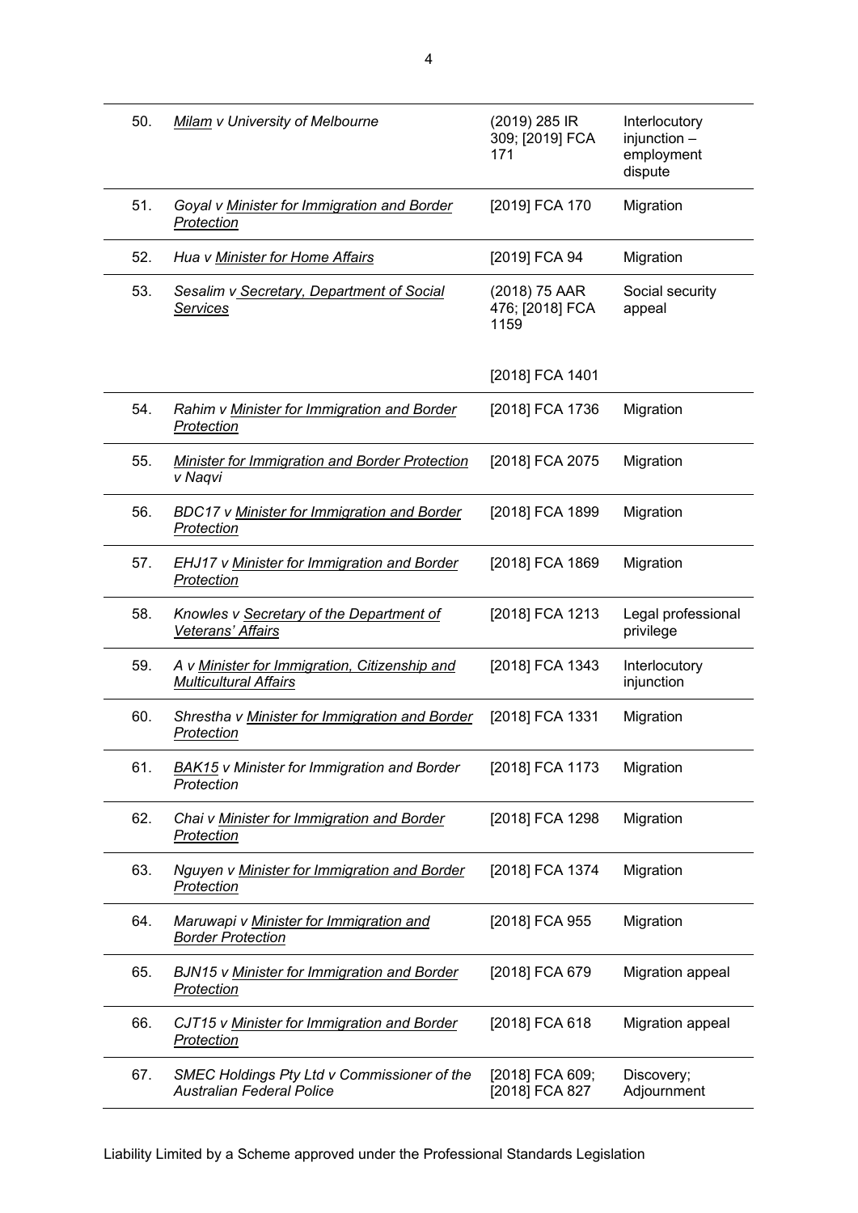| 50. | *Milam v University of Melbourne* | (2019) 285 IR 309; [2019] FCA 171 | Interlocutory injunction – employment dispute |
|---|---|---|---|
| 51. | *Goyal v Minister for Immigration and Border Protection* | [2019] FCA 170 | Migration |
| 52. | *Hua v Minister for Home Affairs* | [2019] FCA 94 | Migration |
| 53. | *Sesalim v Secretary, Department of Social Services* | (2018) 75 AAR 476; [2018] FCA 1159<br><br>[2018] FCA 1401 | Social security appeal |
| 54. | *Rahim v Minister for Immigration and Border Protection* | [2018] FCA 1736 | Migration |
| 55. | *Minister for Immigration and Border Protection v Naqvi* | [2018] FCA 2075 | Migration |
| 56. | *BDC17 v Minister for Immigration and Border Protection* | [2018] FCA 1899 | Migration |
| 57. | *EHJ17 v Minister for Immigration and Border Protection* | [2018] FCA 1869 | Migration |
| 58. | *Knowles v Secretary of the Department of Veterans' Affairs* | [2018] FCA 1213 | Legal professional privilege |
| 59. | *A v Minister for Immigration, Citizenship and Multicultural Affairs* | [2018] FCA 1343 | Interlocutory injunction |
| 60. | *Shrestha v Minister for Immigration and Border Protection* | [2018] FCA 1331 | Migration |
| 61. | *BAK15 v Minister for Immigration and Border Protection* | [2018] FCA 1173 | Migration |
| 62. | *Chai v Minister for Immigration and Border Protection* | [2018] FCA 1298 | Migration |
| 63. | *Nguyen v Minister for Immigration and Border Protection* | [2018] FCA 1374 | Migration |
| 64. | *Maruwapi v Minister for Immigration and Border Protection* | [2018] FCA 955 | Migration |
| 65. | *BJN15 v Minister for Immigration and Border Protection* | [2018] FCA 679 | Migration appeal |
| 66. | *CJT15 v Minister for Immigration and Border Protection* | [2018] FCA 618 | Migration appeal |
| 67. | *SMEC Holdings Pty Ltd v Commissioner of the Australian Federal Police* | [2018] FCA 609; [2018] FCA 827 | Discovery; Adjournment |

Liability Limited by a Scheme approved under the Professional Standards Legislation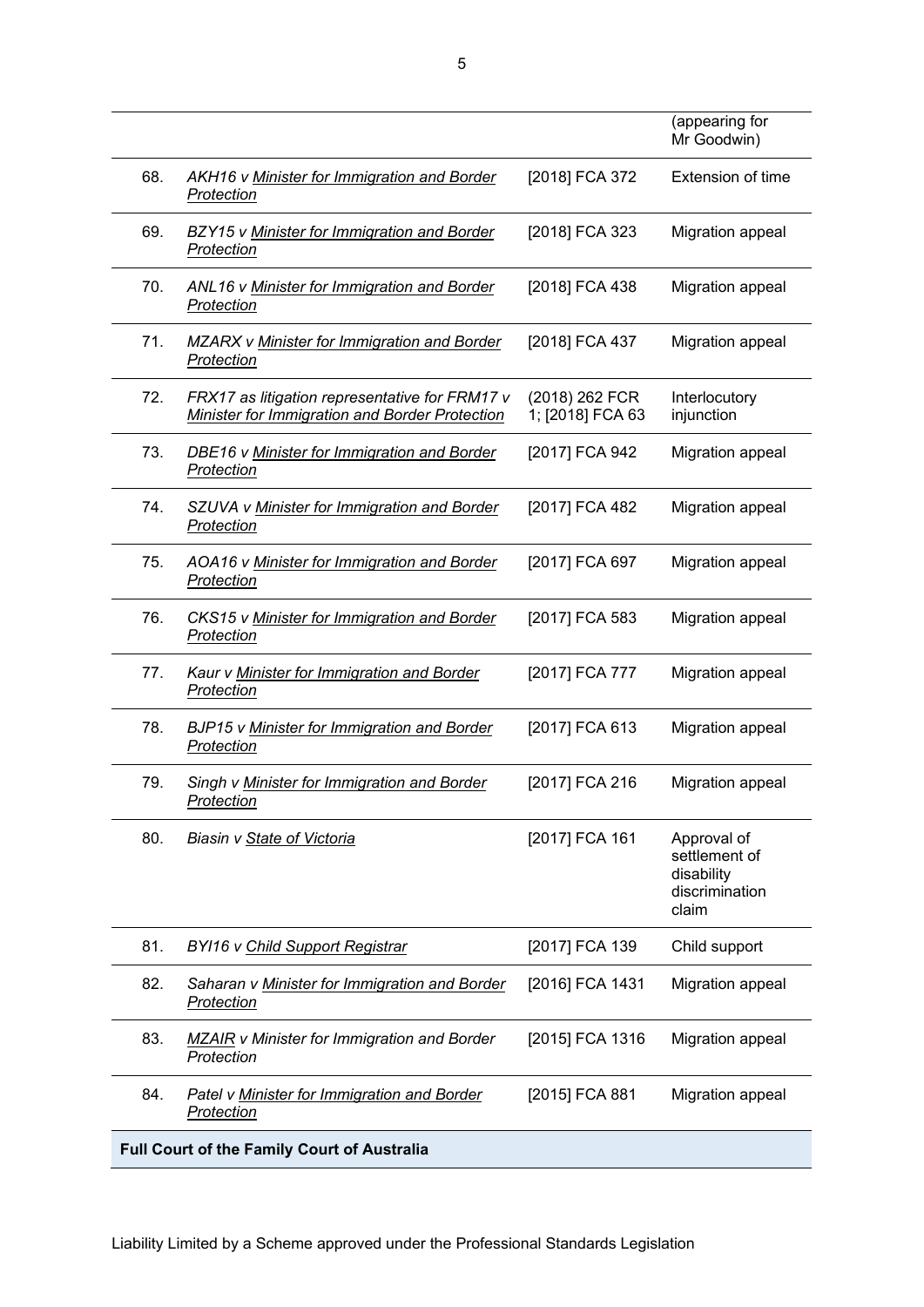|  |  |  | (appearing for Mr Goodwin) |
|---|---|---|---|
| 68. | *AKH16 v Minister for Immigration and Border Protection* | [2018] FCA 372 | Extension of time |
| 69. | *BZY15 v Minister for Immigration and Border Protection* | [2018] FCA 323 | Migration appeal |
| 70. | *ANL16 v Minister for Immigration and Border Protection* | [2018] FCA 438 | Migration appeal |
| 71. | *MZARX v Minister for Immigration and Border Protection* | [2018] FCA 437 | Migration appeal |
| 72. | *FRX17 as litigation representative for FRM17 v Minister for Immigration and Border Protection* | (2018) 262 FCR 1; [2018] FCA 63 | Interlocutory injunction |
| 73. | *DBE16 v Minister for Immigration and Border Protection* | [2017] FCA 942 | Migration appeal |
| 74. | *SZUVA v Minister for Immigration and Border Protection* | [2017] FCA 482 | Migration appeal |
| 75. | *AOA16 v Minister for Immigration and Border Protection* | [2017] FCA 697 | Migration appeal |
| 76. | *CKS15 v Minister for Immigration and Border Protection* | [2017] FCA 583 | Migration appeal |
| 77. | *Kaur v Minister for Immigration and Border Protection* | [2017] FCA 777 | Migration appeal |
| 78. | *BJP15 v Minister for Immigration and Border Protection* | [2017] FCA 613 | Migration appeal |
| 79. | *Singh v Minister for Immigration and Border Protection* | [2017] FCA 216 | Migration appeal |
| 80. | *Biasin v State of Victoria* | [2017] FCA 161 | Approval of settlement of disability discrimination claim |
| 81. | *BYI16 v Child Support Registrar* | [2017] FCA 139 | Child support |
| 82. | *Saharan v Minister for Immigration and Border Protection* | [2016] FCA 1431 | Migration appeal |
| 83. | *MZAIR v Minister for Immigration and Border Protection* | [2015] FCA 1316 | Migration appeal |
| 84. | *Patel v Minister for Immigration and Border Protection* | [2015] FCA 881 | Migration appeal |
| **Full Court of the Family Court of Australia** |  |  |  |

Liability Limited by a Scheme approved under the Professional Standards Legislation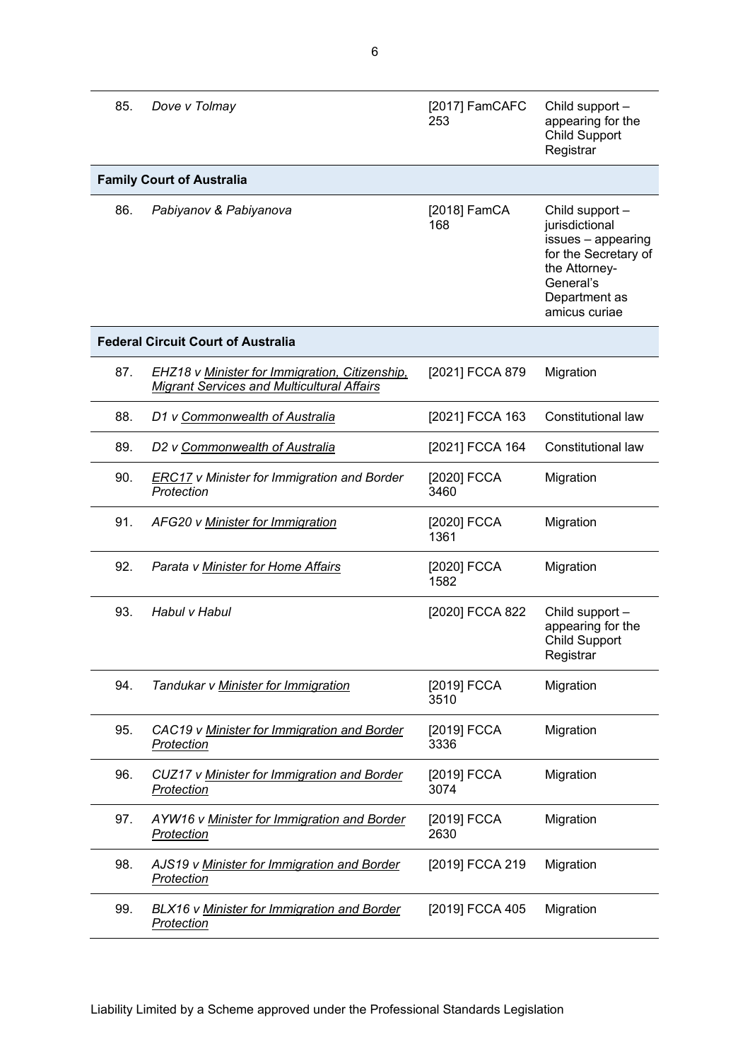| | | | |
|---|---|---|---|
| 85. | *Dove v Tolmay* | [2017] FamCAFC 253 | Child support – appearing for the Child Support Registrar |
| **Family Court of Australia** | | | |
| 86. | *Pabiyanov & Pabiyanova* | [2018] FamCA 168 | Child support – jurisdictional issues – appearing for the Secretary of the Attorney-General's Department as amicus curiae |
| **Federal Circuit Court of Australia** | | | |
| 87. | *EHZ18 v Minister for Immigration, Citizenship, Migrant Services and Multicultural Affairs* | [2021] FCCA 879 | Migration |
| 88. | *D1 v Commonwealth of Australia* | [2021] FCCA 163 | Constitutional law |
| 89. | *D2 v Commonwealth of Australia* | [2021] FCCA 164 | Constitutional law |
| 90. | *ERC17 v Minister for Immigration and Border Protection* | [2020] FCCA 3460 | Migration |
| 91. | *AFG20 v Minister for Immigration* | [2020] FCCA 1361 | Migration |
| 92. | *Parata v Minister for Home Affairs* | [2020] FCCA 1582 | Migration |
| 93. | *Habul v Habul* | [2020] FCCA 822 | Child support – appearing for the Child Support Registrar |
| 94. | *Tandukar v Minister for Immigration* | [2019] FCCA 3510 | Migration |
| 95. | *CAC19 v Minister for Immigration and Border Protection* | [2019] FCCA 3336 | Migration |
| 96. | *CUZ17 v Minister for Immigration and Border Protection* | [2019] FCCA 3074 | Migration |
| 97. | *AYW16 v Minister for Immigration and Border Protection* | [2019] FCCA 2630 | Migration |
| 98. | *AJS19 v Minister for Immigration and Border Protection* | [2019] FCCA 219 | Migration |
| 99. | *BLX16 v Minister for Immigration and Border Protection* | [2019] FCCA 405 | Migration |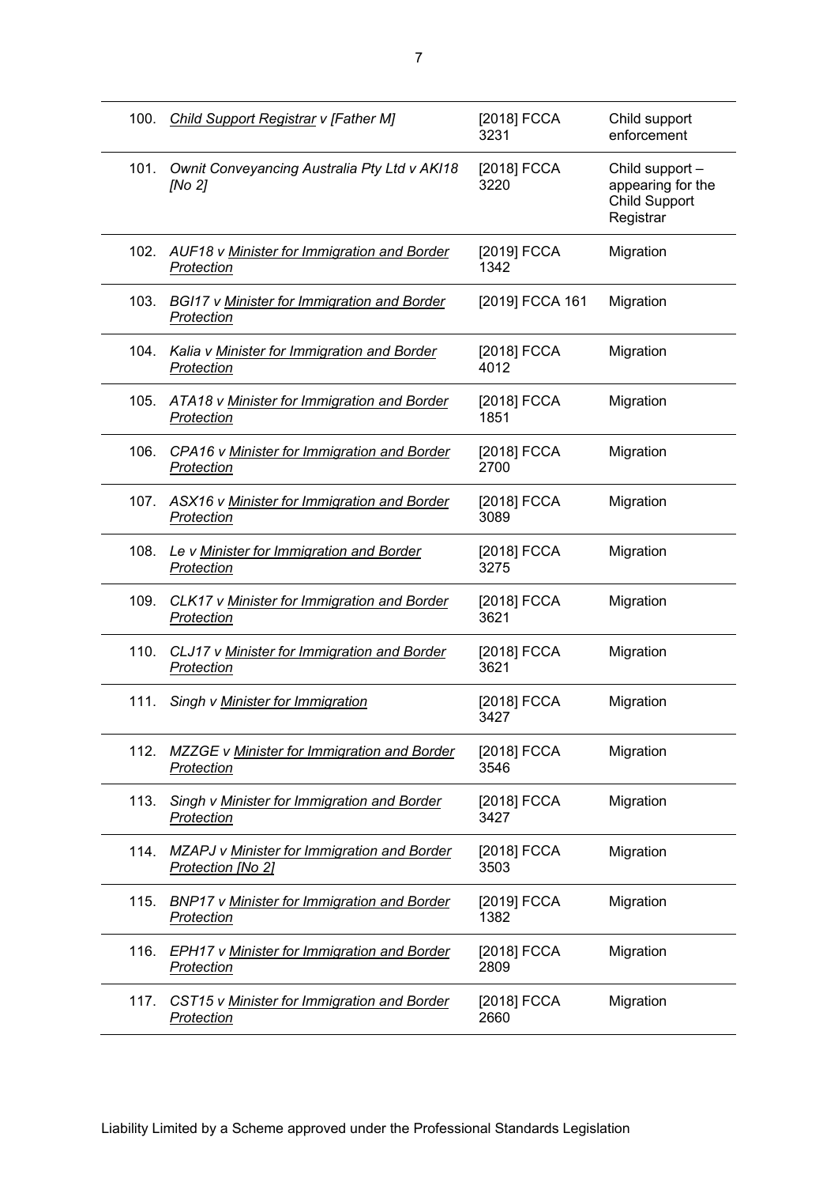| | | | |
|---|---|---|---|
| 100. | *Child Support Registrar v [Father M]* | [2018] FCCA 3231 | Child support enforcement |
| 101. | *Ownit Conveyancing Australia Pty Ltd v AKI18 [No 2]* | [2018] FCCA 3220 | Child support – appearing for the Child Support Registrar |
| 102. | *AUF18 v Minister for Immigration and Border Protection* | [2019] FCCA 1342 | Migration |
| 103. | *BGI17 v Minister for Immigration and Border Protection* | [2019] FCCA 161 | Migration |
| 104. | *Kalia v Minister for Immigration and Border Protection* | [2018] FCCA 4012 | Migration |
| 105. | *ATA18 v Minister for Immigration and Border Protection* | [2018] FCCA 1851 | Migration |
| 106. | *CPA16 v Minister for Immigration and Border Protection* | [2018] FCCA 2700 | Migration |
| 107. | *ASX16 v Minister for Immigration and Border Protection* | [2018] FCCA 3089 | Migration |
| 108. | *Le v Minister for Immigration and Border Protection* | [2018] FCCA 3275 | Migration |
| 109. | *CLK17 v Minister for Immigration and Border Protection* | [2018] FCCA 3621 | Migration |
| 110. | *CLJ17 v Minister for Immigration and Border Protection* | [2018] FCCA 3621 | Migration |
| 111. | *Singh v Minister for Immigration* | [2018] FCCA 3427 | Migration |
| 112. | *MZZGE v Minister for Immigration and Border Protection* | [2018] FCCA 3546 | Migration |
| 113. | *Singh v Minister for Immigration and Border Protection* | [2018] FCCA 3427 | Migration |
| 114. | *MZAPJ v Minister for Immigration and Border Protection [No 2]* | [2018] FCCA 3503 | Migration |
| 115. | *BNP17 v Minister for Immigration and Border Protection* | [2019] FCCA 1382 | Migration |
| 116. | *EPH17 v Minister for Immigration and Border Protection* | [2018] FCCA 2809 | Migration |
| 117. | *CST15 v Minister for Immigration and Border Protection* | [2018] FCCA 2660 | Migration |

Liability Limited by a Scheme approved under the Professional Standards Legislation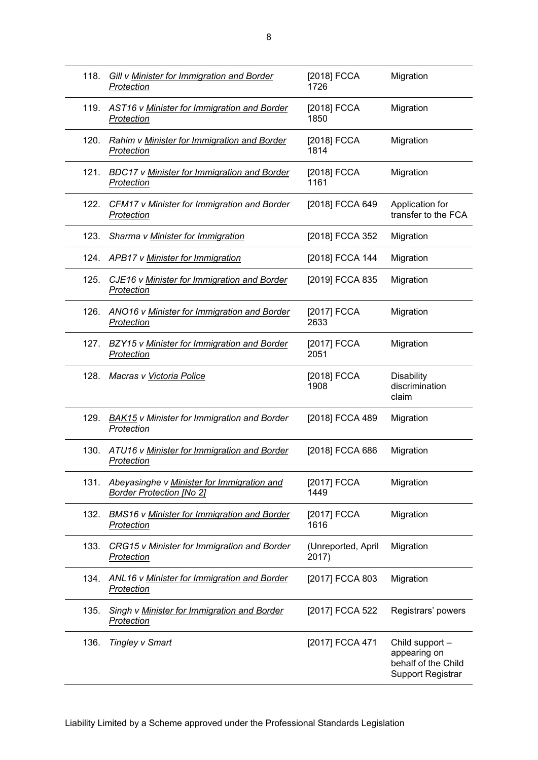| | | | |
|---|---|---|---|
| 118. | *Gill v Minister for Immigration and Border Protection* | [2018] FCCA 1726 | Migration |
| 119. | *AST16 v Minister for Immigration and Border Protection* | [2018] FCCA 1850 | Migration |
| 120. | *Rahim v Minister for Immigration and Border Protection* | [2018] FCCA 1814 | Migration |
| 121. | *BDC17 v Minister for Immigration and Border Protection* | [2018] FCCA 1161 | Migration |
| 122. | *CFM17 v Minister for Immigration and Border Protection* | [2018] FCCA 649 | Application for transfer to the FCA |
| 123. | *Sharma v Minister for Immigration* | [2018] FCCA 352 | Migration |
| 124. | *APB17 v Minister for Immigration* | [2018] FCCA 144 | Migration |
| 125. | *CJE16 v Minister for Immigration and Border Protection* | [2019] FCCA 835 | Migration |
| 126. | *ANO16 v Minister for Immigration and Border Protection* | [2017] FCCA 2633 | Migration |
| 127. | *BZY15 v Minister for Immigration and Border Protection* | [2017] FCCA 2051 | Migration |
| 128. | *Macras v Victoria Police* | [2018] FCCA 1908 | Disability discrimination claim |
| 129. | *BAK15 v Minister for Immigration and Border Protection* | [2018] FCCA 489 | Migration |
| 130. | *ATU16 v Minister for Immigration and Border Protection* | [2018] FCCA 686 | Migration |
| 131. | *Abeyasinghe v Minister for Immigration and Border Protection [No 2]* | [2017] FCCA 1449 | Migration |
| 132. | *BMS16 v Minister for Immigration and Border Protection* | [2017] FCCA 1616 | Migration |
| 133. | *CRG15 v Minister for Immigration and Border Protection* | (Unreported, April 2017) | Migration |
| 134. | *ANL16 v Minister for Immigration and Border Protection* | [2017] FCCA 803 | Migration |
| 135. | *Singh v Minister for Immigration and Border Protection* | [2017] FCCA 522 | Registrars' powers |
| 136. | *Tingley v Smart* | [2017] FCCA 471 | Child support – appearing on behalf of the Child Support Registrar |

Liability Limited by a Scheme approved under the Professional Standards Legislation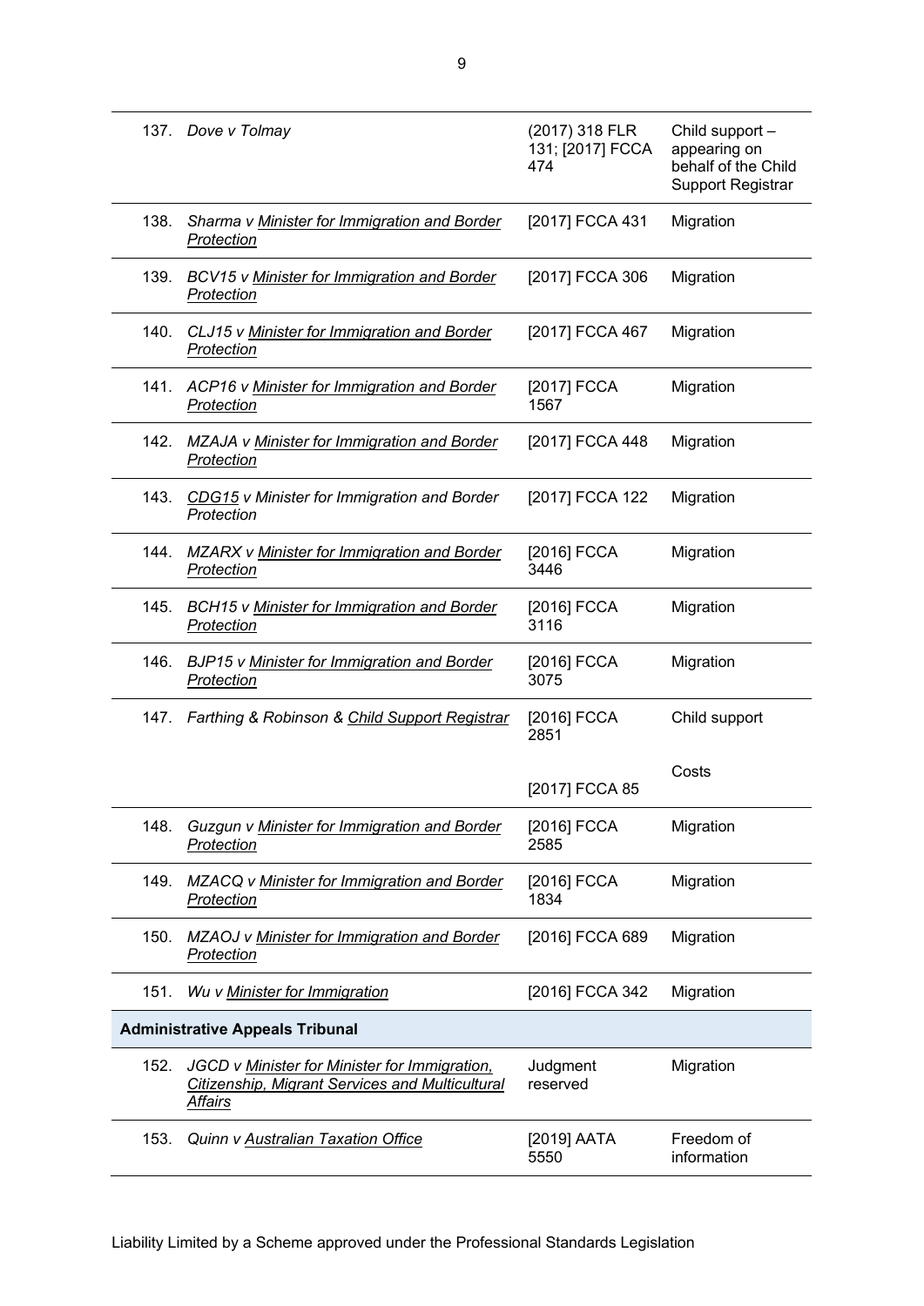| | | | |
|---|---|---|---|
| 137. | *Dove v Tolmay* | (2017) 318 FLR 131; [2017] FCCA 474 | Child support – appearing on behalf of the Child Support Registrar |
| 138. | *Sharma v Minister for Immigration and Border Protection* | [2017] FCCA 431 | Migration |
| 139. | *BCV15 v Minister for Immigration and Border Protection* | [2017] FCCA 306 | Migration |
| 140. | *CLJ15 v Minister for Immigration and Border Protection* | [2017] FCCA 467 | Migration |
| 141. | *ACP16 v Minister for Immigration and Border Protection* | [2017] FCCA 1567 | Migration |
| 142. | *MZAJA v Minister for Immigration and Border Protection* | [2017] FCCA 448 | Migration |
| 143. | *CDG15 v Minister for Immigration and Border Protection* | [2017] FCCA 122 | Migration |
| 144. | *MZARX v Minister for Immigration and Border Protection* | [2016] FCCA 3446 | Migration |
| 145. | *BCH15 v Minister for Immigration and Border Protection* | [2016] FCCA 3116 | Migration |
| 146. | *BJP15 v Minister for Immigration and Border Protection* | [2016] FCCA 3075 | Migration |
| 147. | *Farthing & Robinson & Child Support Registrar* | [2016] FCCA 2851<br><br>[2017] FCCA 85 | Child support<br><br>Costs |
| 148. | *Guzgun v Minister for Immigration and Border Protection* | [2016] FCCA 2585 | Migration |
| 149. | *MZACQ v Minister for Immigration and Border Protection* | [2016] FCCA 1834 | Migration |
| 150. | *MZAOJ v Minister for Immigration and Border Protection* | [2016] FCCA 689 | Migration |
| 151. | *Wu v Minister for Immigration* | [2016] FCCA 342 | Migration |
| **Administrative Appeals Tribunal** | | | |
| 152. | *JGCD v Minister for Minister for Immigration, Citizenship, Migrant Services and Multicultural Affairs* | Judgment reserved | Migration |
| 153. | *Quinn v Australian Taxation Office* | [2019] AATA 5550 | Freedom of information |

Liability Limited by a Scheme approved under the Professional Standards Legislation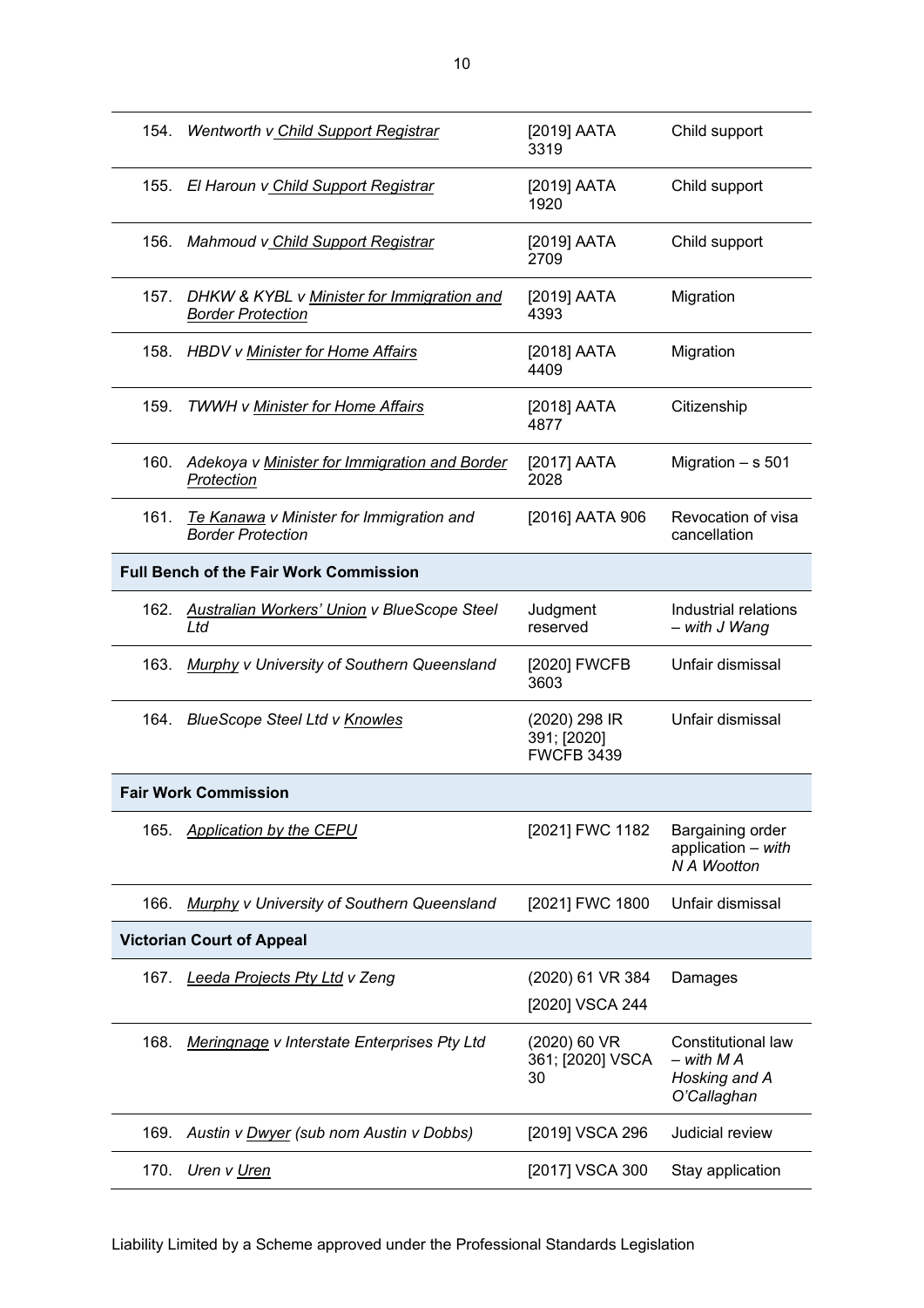| | | | |
|---|---|---|---|
| 154. | *Wentworth v Child Support Registrar* | [2019] AATA 3319 | Child support |
| 155. | *El Haroun v Child Support Registrar* | [2019] AATA 1920 | Child support |
| 156. | *Mahmoud v Child Support Registrar* | [2019] AATA 2709 | Child support |
| 157. | *DHKW & KYBL v Minister for Immigration and Border Protection* | [2019] AATA 4393 | Migration |
| 158. | *HBDV v Minister for Home Affairs* | [2018] AATA 4409 | Migration |
| 159. | *TWWH v Minister for Home Affairs* | [2018] AATA 4877 | Citizenship |
| 160. | *Adekoya v Minister for Immigration and Border Protection* | [2017] AATA 2028 | Migration – s 501 |
| 161. | *Te Kanawa v Minister for Immigration and Border Protection* | [2016] AATA 906 | Revocation of visa cancellation |
| **Full Bench of the Fair Work Commission** | | | |
| 162. | *Australian Workers' Union v BlueScope Steel Ltd* | Judgment reserved | Industrial relations – *with J Wang* |
| 163. | *Murphy v University of Southern Queensland* | [2020] FWCFB 3603 | Unfair dismissal |
| 164. | *BlueScope Steel Ltd v Knowles* | (2020) 298 IR 391; [2020] FWCFB 3439 | Unfair dismissal |
| **Fair Work Commission** | | | |
| 165. | *Application by the CEPU* | [2021] FWC 1182 | Bargaining order application – *with N A Wootton* |
| 166. | *Murphy v University of Southern Queensland* | [2021] FWC 1800 | Unfair dismissal |
| **Victorian Court of Appeal** | | | |
| 167. | *Leeda Projects Pty Ltd v Zeng* | (2020) 61 VR 384 [2020] VSCA 244 | Damages |
| 168. | *Meringnage v Interstate Enterprises Pty Ltd* | (2020) 60 VR 361; [2020] VSCA 30 | Constitutional law – *with M A Hosking and A O'Callaghan* |
| 169. | *Austin v Dwyer (sub nom Austin v Dobbs)* | [2019] VSCA 296 | Judicial review |
| 170. | *Uren v Uren* | [2017] VSCA 300 | Stay application |

Liability Limited by a Scheme approved under the Professional Standards Legislation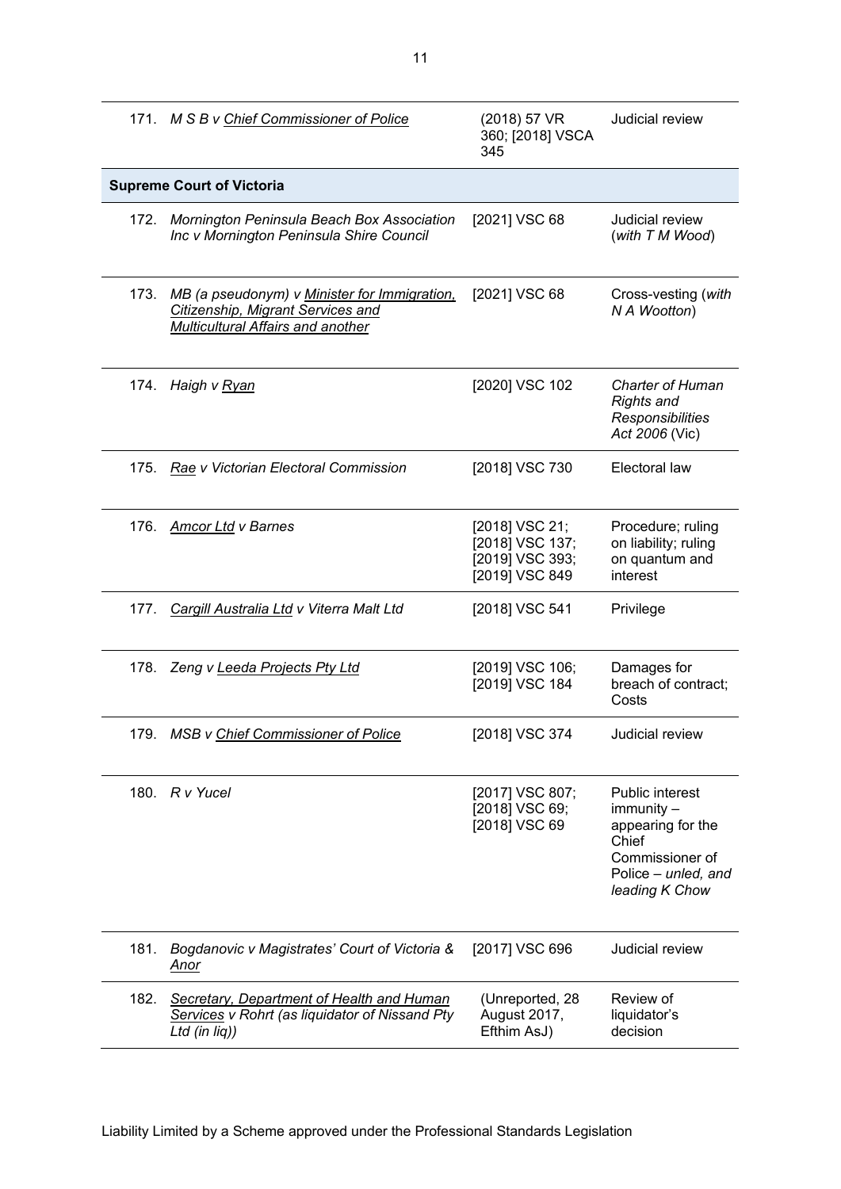| | | | |
|---|---|---|---|
| 171. | *M S B v Chief Commissioner of Police* | (2018) 57 VR 360; [2018] VSCA 345 | Judicial review |
| **Supreme Court of Victoria** | | | |
| 172. | *Mornington Peninsula Beach Box Association Inc v Mornington Peninsula Shire Council* | [2021] VSC 68 | Judicial review (*with T M Wood*) |
| 173. | *MB (a pseudonym) v Minister for Immigration, Citizenship, Migrant Services and Multicultural Affairs and another* | [2021] VSC 68 | Cross-vesting (*with N A Wootton*) |
| 174. | *Haigh v Ryan* | [2020] VSC 102 | *Charter of Human Rights and Responsibilities Act 2006* (Vic) |
| 175. | *Rae v Victorian Electoral Commission* | [2018] VSC 730 | Electoral law |
| 176. | *Amcor Ltd v Barnes* | [2018] VSC 21; [2018] VSC 137; [2019] VSC 393; [2019] VSC 849 | Procedure; ruling on liability; ruling on quantum and interest |
| 177. | *Cargill Australia Ltd v Viterra Malt Ltd* | [2018] VSC 541 | Privilege |
| 178. | *Zeng v Leeda Projects Pty Ltd* | [2019] VSC 106; [2019] VSC 184 | Damages for breach of contract; Costs |
| 179. | *MSB v Chief Commissioner of Police* | [2018] VSC 374 | Judicial review |
| 180. | *R v Yucel* | [2017] VSC 807; [2018] VSC 69; [2018] VSC 69 | Public interest immunity – appearing for the Chief Commissioner of Police – *unled, and leading K Chow* |
| 181. | *Bogdanovic v Magistrates' Court of Victoria & Anor* | [2017] VSC 696 | Judicial review |
| 182. | *Secretary, Department of Health and Human Services v Rohrt (as liquidator of Nissand Pty Ltd (in liq))* | (Unreported, 28 August 2017, Efthim AsJ) | Review of liquidator's decision |

Liability Limited by a Scheme approved under the Professional Standards Legislation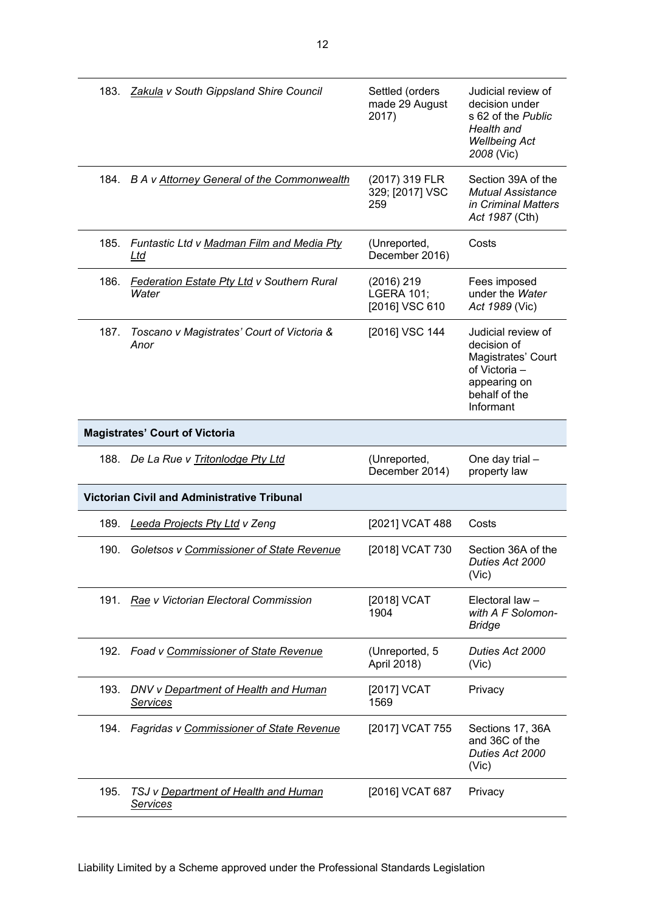| | | | |
|---|---|---|---|
| 183. | *Zakula v South Gippsland Shire Council* | Settled (orders made 29 August 2017) | Judicial review of decision under s 62 of the *Public Health and Wellbeing Act 2008* (Vic) |
| 184. | *B A v Attorney General of the Commonwealth* | (2017) 319 FLR 329; [2017] VSC 259 | Section 39A of the *Mutual Assistance in Criminal Matters Act 1987* (Cth) |
| 185. | *Funtastic Ltd v Madman Film and Media Pty Ltd* | (Unreported, December 2016) | Costs |
| 186. | *Federation Estate Pty Ltd v Southern Rural Water* | (2016) 219 LGERA 101; [2016] VSC 610 | Fees imposed under the *Water Act 1989* (Vic) |
| 187. | *Toscano v Magistrates' Court of Victoria & Anor* | [2016] VSC 144 | Judicial review of decision of Magistrates' Court of Victoria – appearing on behalf of the Informant |
| **Magistrates' Court of Victoria** | | | |
| 188. | *De La Rue v Tritonlodge Pty Ltd* | (Unreported, December 2014) | One day trial – property law |
| **Victorian Civil and Administrative Tribunal** | | | |
| 189. | *Leeda Projects Pty Ltd v Zeng* | [2021] VCAT 488 | Costs |
| 190. | *Goletsos v Commissioner of State Revenue* | [2018] VCAT 730 | Section 36A of the *Duties Act 2000* (Vic) |
| 191. | *Rae v Victorian Electoral Commission* | [2018] VCAT 1904 | Electoral law – *with A F Solomon-Bridge* |
| 192. | *Foad v Commissioner of State Revenue* | (Unreported, 5 April 2018) | *Duties Act 2000* (Vic) |
| 193. | *DNV v Department of Health and Human Services* | [2017] VCAT 1569 | Privacy |
| 194. | *Fagridas v Commissioner of State Revenue* | [2017] VCAT 755 | Sections 17, 36A and 36C of the *Duties Act 2000* (Vic) |
| 195. | *TSJ v Department of Health and Human Services* | [2016] VCAT 687 | Privacy |

Liability Limited by a Scheme approved under the Professional Standards Legislation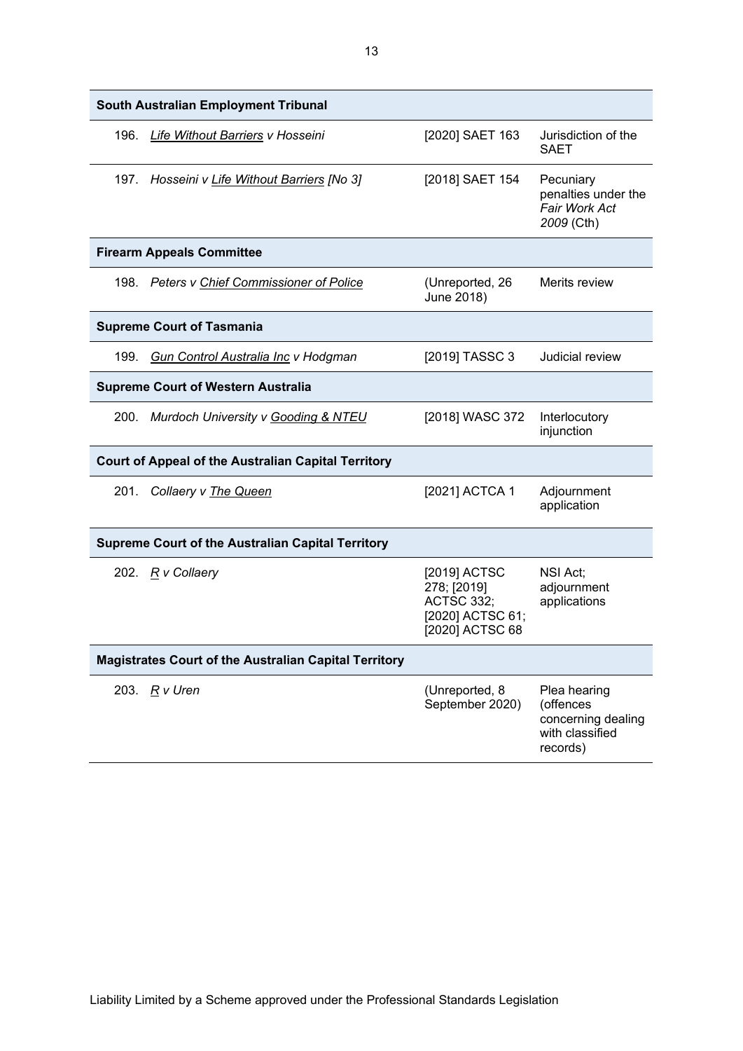| | | | |
|---|---|---|---|
| **South Australian Employment Tribunal** | | | |
| 196. | *Life Without Barriers v Hosseini* | [2020] SAET 163 | Jurisdiction of the SAET |
| 197. | *Hosseini v Life Without Barriers [No 3]* | [2018] SAET 154 | Pecuniary penalties under the *Fair Work Act 2009* (Cth) |
| **Firearm Appeals Committee** | | | |
| 198. | *Peters v Chief Commissioner of Police* | (Unreported, 26 June 2018) | Merits review |
| **Supreme Court of Tasmania** | | | |
| 199. | *Gun Control Australia Inc v Hodgman* | [2019] TASSC 3 | Judicial review |
| **Supreme Court of Western Australia** | | | |
| 200. | *Murdoch University v Gooding & NTEU* | [2018] WASC 372 | Interlocutory injunction |
| **Court of Appeal of the Australian Capital Territory** | | | |
| 201. | *Collaery v The Queen* | [2021] ACTCA 1 | Adjournment application |
| **Supreme Court of the Australian Capital Territory** | | | |
| 202. | *R v Collaery* | [2019] ACTSC 278; [2019] ACTSC 332; [2020] ACTSC 61; [2020] ACTSC 68 | NSI Act; adjournment applications |
| **Magistrates Court of the Australian Capital Territory** | | | |
| 203. | *R v Uren* | (Unreported, 8 September 2020) | Plea hearing (offences concerning dealing with classified records) |

Liability Limited by a Scheme approved under the Professional Standards Legislation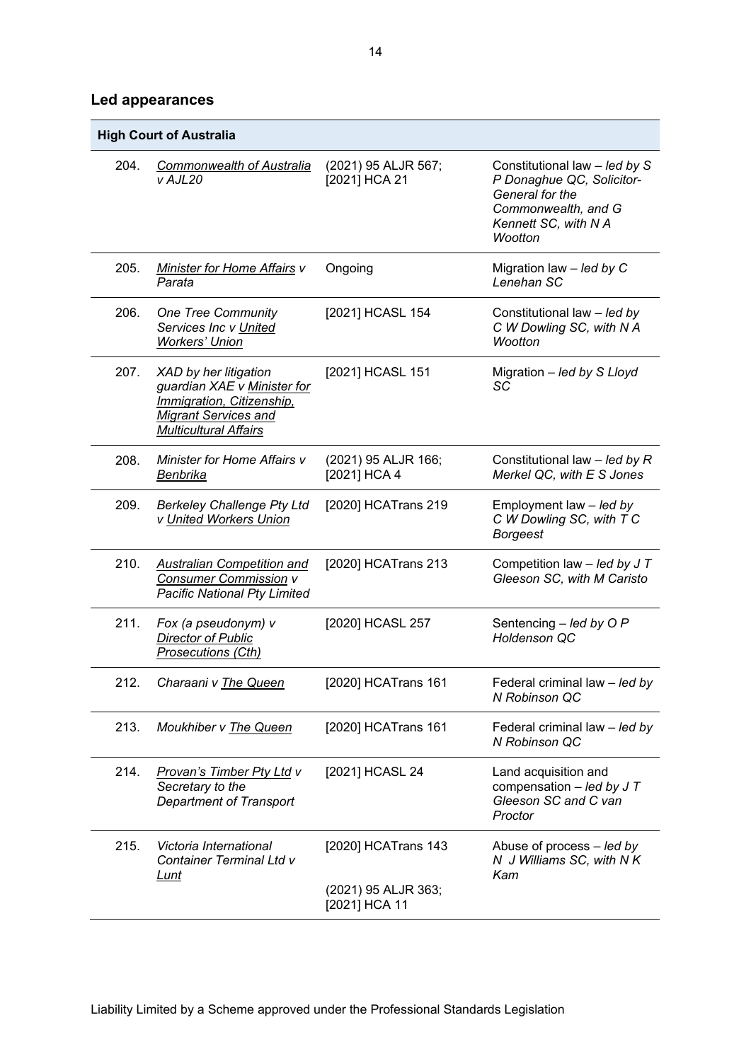## Led appearances

| High Court of Australia | | | |
|---|---|---|---|
| 204. | *Commonwealth of Australia v AJL20* | (2021) 95 ALJR 567; [2021] HCA 21 | Constitutional law – *led by S P Donaghue QC, Solicitor-General for the Commonwealth, and G Kennett SC, with N A Wootton* |
| 205. | *Minister for Home Affairs v Parata* | Ongoing | Migration law – *led by C Lenehan SC* |
| 206. | *One Tree Community Services Inc v United Workers' Union* | [2021] HCASL 154 | Constitutional law – *led by C W Dowling SC, with N A Wootton* |
| 207. | *XAD by her litigation guardian XAE v Minister for Immigration, Citizenship, Migrant Services and Multicultural Affairs* | [2021] HCASL 151 | Migration – *led by S Lloyd SC* |
| 208. | *Minister for Home Affairs v Benbrika* | (2021) 95 ALJR 166; [2021] HCA 4 | Constitutional law – *led by R Merkel QC, with E S Jones* |
| 209. | *Berkeley Challenge Pty Ltd v United Workers Union* | [2020] HCATrans 219 | Employment law – *led by C W Dowling SC, with T C Borgeest* |
| 210. | *Australian Competition and Consumer Commission v Pacific National Pty Limited* | [2020] HCATrans 213 | Competition law – *led by J T Gleeson SC, with M Caristo* |
| 211. | *Fox (a pseudonym) v Director of Public Prosecutions (Cth)* | [2020] HCASL 257 | Sentencing – *led by O P Holdenson QC* |
| 212. | *Charaani v The Queen* | [2020] HCATrans 161 | Federal criminal law – *led by N Robinson QC* |
| 213. | *Moukhiber v The Queen* | [2020] HCATrans 161 | Federal criminal law – *led by N Robinson QC* |
| 214. | *Provan's Timber Pty Ltd v Secretary to the Department of Transport* | [2021] HCASL 24 | Land acquisition and compensation – *led by J T Gleeson SC and C van Proctor* |
| 215. | *Victoria International Container Terminal Ltd v Lunt* | [2020] HCATrans 143<br><br>(2021) 95 ALJR 363; [2021] HCA 11 | Abuse of process – *led by N J Williams SC, with N K Kam* |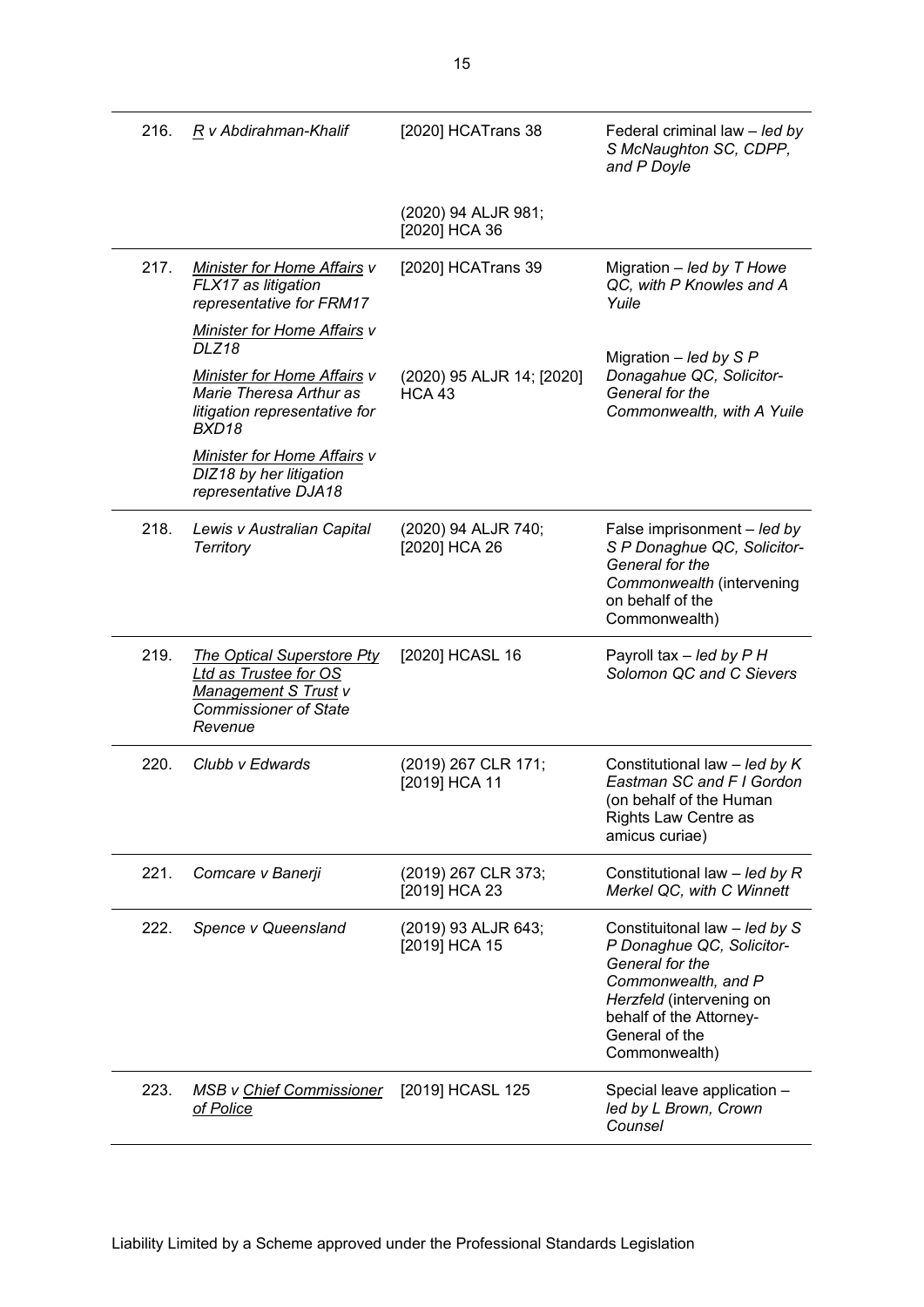| | | | |
|---|---|---|---|
| 216. | _R_ v Abdirahman-Khalif | [2020] HCATrans 38<br><br>(2020) 94 ALJR 981; [2020] HCA 36 | Federal criminal law – *led by S McNaughton SC, CDPP, and P Doyle* |
| 217. | *Minister for Home Affairs v FLX17 as litigation representative for FRM17*<br><br>*Minister for Home Affairs v DLZ18*<br><br>*Minister for Home Affairs v Marie Theresa Arthur as litigation representative for BXD18*<br><br>*Minister for Home Affairs v DIZ18 by her litigation representative DJA18* | [2020] HCATrans 39<br><br>(2020) 95 ALJR 14; [2020] HCA 43 | Migration – *led by T Howe QC, with P Knowles and A Yuile*<br><br>Migration – *led by S P Donagahue QC, Solicitor-General for the Commonwealth, with A Yuile* |
| 218. | *Lewis v Australian Capital Territory* | (2020) 94 ALJR 740; [2020] HCA 26 | False imprisonment – *led by S P Donaghue QC, Solicitor-General for the Commonwealth* (intervening on behalf of the Commonwealth) |
| 219. | *The Optical Superstore Pty Ltd as Trustee for OS Management S Trust v Commissioner of State Revenue* | [2020] HCASL 16 | Payroll tax – *led by P H Solomon QC and C Sievers* |
| 220. | *Clubb v Edwards* | (2019) 267 CLR 171; [2019] HCA 11 | Constitutional law – *led by K Eastman SC and F I Gordon* (on behalf of the Human Rights Law Centre as amicus curiae) |
| 221. | *Comcare v Banerji* | (2019) 267 CLR 373; [2019] HCA 23 | Constitutional law – *led by R Merkel QC, with C Winnett* |
| 222. | *Spence v Queensland* | (2019) 93 ALJR 643; [2019] HCA 15 | Constituitonal law – *led by S P Donaghue QC, Solicitor-General for the Commonwealth, and P Herzfeld* (intervening on behalf of the Attorney-General of the Commonwealth) |
| 223. | *MSB v Chief Commissioner of Police* | [2019] HCASL 125 | Special leave application – *led by L Brown, Crown Counsel* |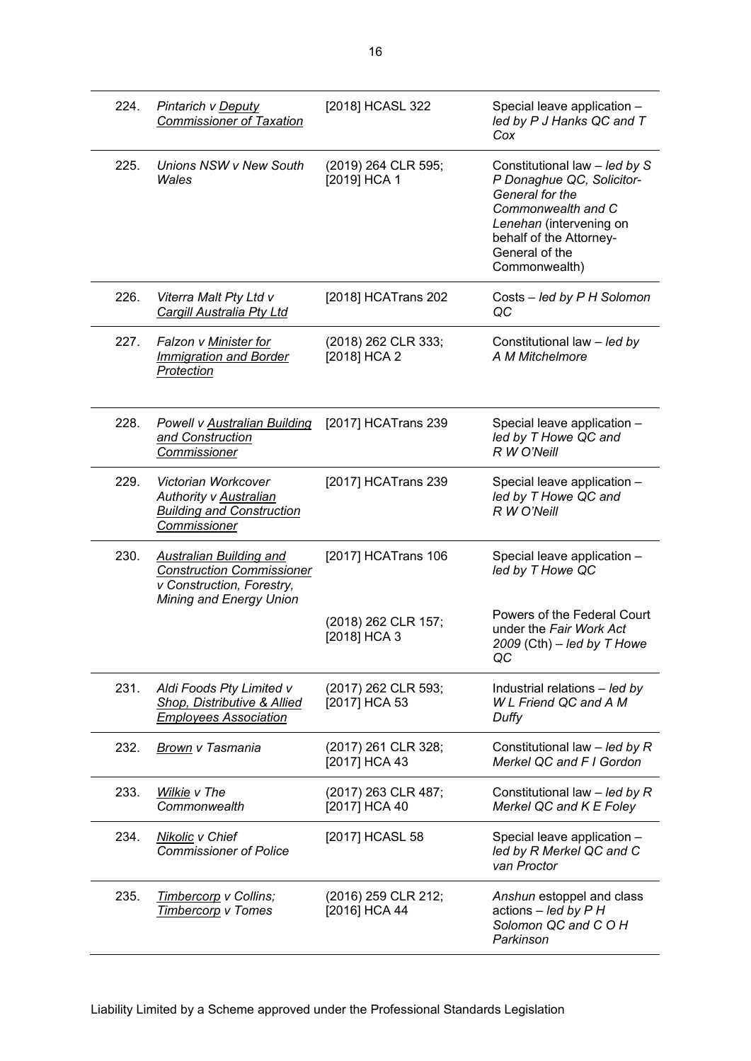| | | | |
|---|---|---|---|
| 224. | *Pintarich v <u>Deputy Commissioner of Taxation</u>* | [2018] HCASL 322 | Special leave application – *led by P J Hanks QC and T Cox* |
| 225. | *Unions NSW v New South Wales* | (2019) 264 CLR 595; [2019] HCA 1 | Constitutional law – *led by S P Donaghue QC, Solicitor-General for the Commonwealth and C Lenehan* (intervening on behalf of the Attorney-General of the Commonwealth) |
| 226. | *Viterra Malt Pty Ltd v <u>Cargill Australia Pty Ltd</u>* | [2018] HCATrans 202 | Costs – *led by P H Solomon QC* |
| 227. | *Falzon v <u>Minister for Immigration and Border Protection</u>* | (2018) 262 CLR 333; [2018] HCA 2 | Constitutional law – *led by A M Mitchelmore* |
| 228. | *Powell v <u>Australian Building and Construction Commissioner</u>* | [2017] HCATrans 239 | Special leave application – *led by T Howe QC and R W O'Neill* |
| 229. | *Victorian Workcover Authority v <u>Australian Building and Construction Commissioner</u>* | [2017] HCATrans 239 | Special leave application – *led by T Howe QC and R W O'Neill* |
| 230. | *<u>Australian Building and Construction Commissioner</u> v Construction, Forestry, Mining and Energy Union* | [2017] HCATrans 106 | Special leave application – *led by T Howe QC* |
| | | (2018) 262 CLR 157; [2018] HCA 3 | Powers of the Federal Court under the *Fair Work Act 2009* (Cth) – *led by T Howe QC* |
| 231. | *Aldi Foods Pty Limited v <u>Shop, Distributive & Allied Employees Association</u>* | (2017) 262 CLR 593; [2017] HCA 53 | Industrial relations – *led by W L Friend QC and A M Duffy* |
| 232. | *<u>Brown</u> v Tasmania* | (2017) 261 CLR 328; [2017] HCA 43 | Constitutional law – *led by R Merkel QC and F I Gordon* |
| 233. | *<u>Wilkie</u> v The Commonwealth* | (2017) 263 CLR 487; [2017] HCA 40 | Constitutional law – *led by R Merkel QC and K E Foley* |
| 234. | *<u>Nikolic</u> v Chief Commissioner of Police* | [2017] HCASL 58 | Special leave application – *led by R Merkel QC and C van Proctor* |
| 235. | *<u>Timbercorp</u> v Collins; <u>Timbercorp</u> v Tomes* | (2016) 259 CLR 212; [2016] HCA 44 | *Anshun* estoppel and class actions – *led by P H Solomon QC and C O H Parkinson* |

Liability Limited by a Scheme approved under the Professional Standards Legislation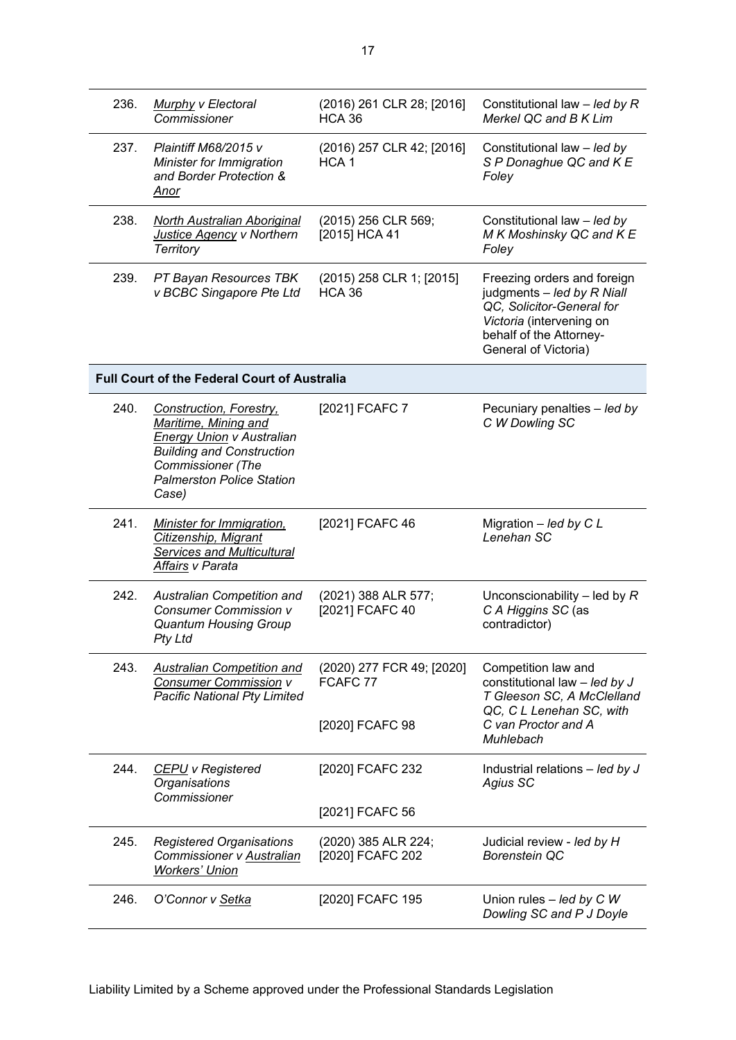| | | | |
|---|---|---|---|
| 236. | *Murphy v Electoral Commissioner* | (2016) 261 CLR 28; [2016] HCA 36 | Constitutional law – *led by R Merkel QC and B K Lim* |
| 237. | *Plaintiff M68/2015 v Minister for Immigration and Border Protection & Anor* | (2016) 257 CLR 42; [2016] HCA 1 | Constitutional law – *led by S P Donaghue QC and K E Foley* |
| 238. | *North Australian Aboriginal Justice Agency v Northern Territory* | (2015) 256 CLR 569; [2015] HCA 41 | Constitutional law – *led by M K Moshinsky QC and K E Foley* |
| 239. | *PT Bayan Resources TBK v BCBC Singapore Pte Ltd* | (2015) 258 CLR 1; [2015] HCA 36 | Freezing orders and foreign judgments – *led by R Niall QC, Solicitor-General for Victoria* (intervening on behalf of the Attorney-General of Victoria) |
| **Full Court of the Federal Court of Australia** | | | |
| 240. | *Construction, Forestry, Maritime, Mining and Energy Union v Australian Building and Construction Commissioner (The Palmerston Police Station Case)* | [2021] FCAFC 7 | Pecuniary penalties – *led by C W Dowling SC* |
| 241. | *Minister for Immigration, Citizenship, Migrant Services and Multicultural Affairs v Parata* | [2021] FCAFC 46 | Migration – *led by C L Lenehan SC* |
| 242. | *Australian Competition and Consumer Commission v Quantum Housing Group Pty Ltd* | (2021) 388 ALR 577; [2021] FCAFC 40 | Unconscionability – led by *R C A Higgins SC* (as contradictor) |
| 243. | *Australian Competition and Consumer Commission v Pacific National Pty Limited* | (2020) 277 FCR 49; [2020] FCAFC 77<br><br>[2020] FCAFC 98 | Competition law and constitutional law – *led by J T Gleeson SC, A McClelland QC, C L Lenehan SC, with C van Proctor and A Muhlebach* |
| 244. | *CEPU v Registered Organisations Commissioner* | [2020] FCAFC 232<br><br>[2021] FCAFC 56 | Industrial relations – *led by J Agius SC* |
| 245. | *Registered Organisations Commissioner v Australian Workers' Union* | (2020) 385 ALR 224; [2020] FCAFC 202 | Judicial review - *led by H Borenstein QC* |
| 246. | *O'Connor v Setka* | [2020] FCAFC 195 | Union rules – *led by C W Dowling SC and P J Doyle* |

Liability Limited by a Scheme approved under the Professional Standards Legislation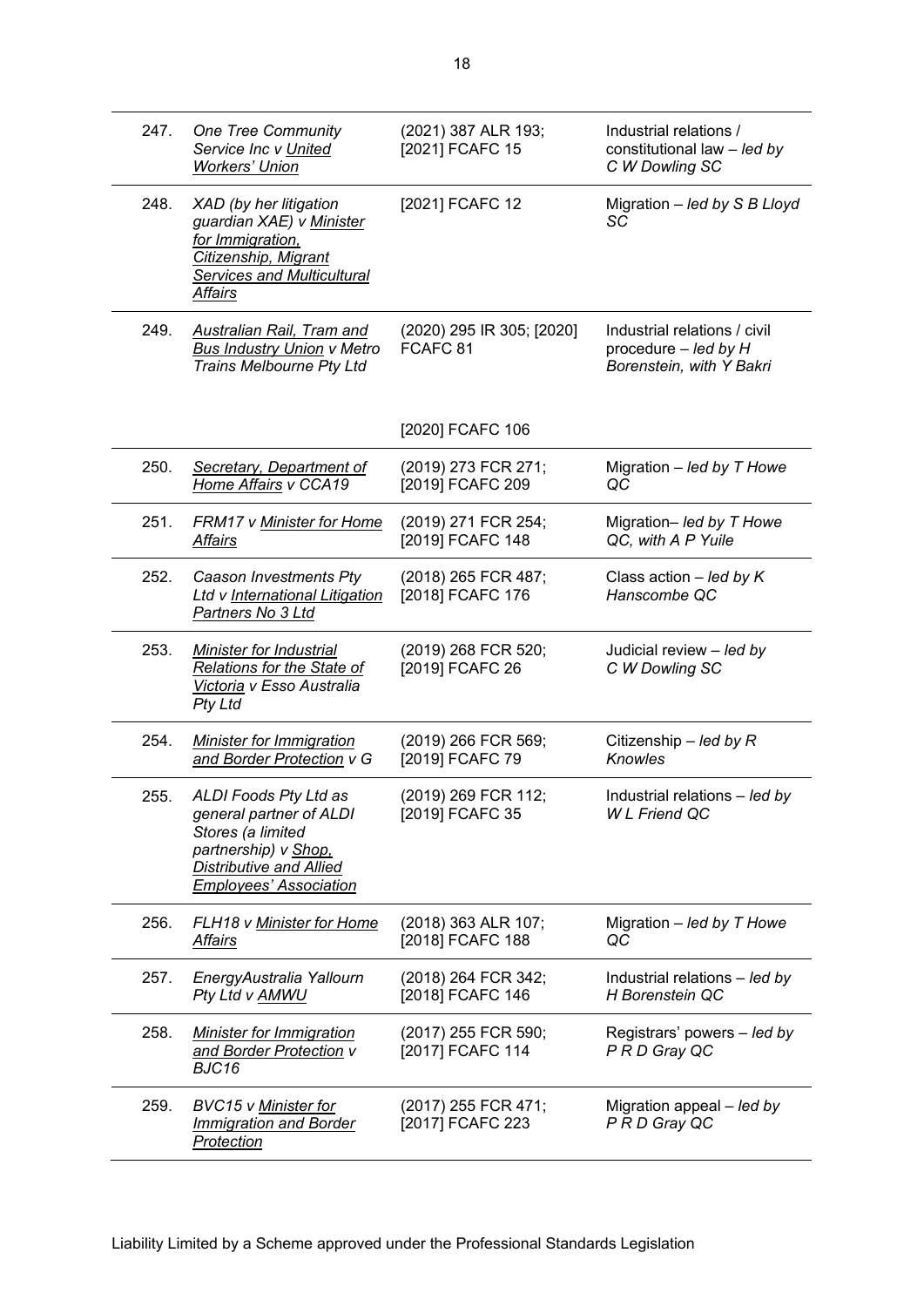| | | | |
|---|---|---|---|
| 247. | *One Tree Community Service Inc v United Workers' Union* | (2021) 387 ALR 193; [2021] FCAFC 15 | Industrial relations / constitutional law – *led by C W Dowling SC* |
| 248. | *XAD (by her litigation guardian XAE) v Minister for Immigration, Citizenship, Migrant Services and Multicultural Affairs* | [2021] FCAFC 12 | Migration – *led by S B Lloyd SC* |
| 249. | *Australian Rail, Tram and Bus Industry Union v Metro Trains Melbourne Pty Ltd* | (2020) 295 IR 305; [2020] FCAFC 81<br><br>[2020] FCAFC 106 | Industrial relations / civil procedure – *led by H Borenstein, with Y Bakri* |
| 250. | *Secretary, Department of Home Affairs v CCA19* | (2019) 273 FCR 271; [2019] FCAFC 209 | Migration – *led by T Howe QC* |
| 251. | *FRM17 v Minister for Home Affairs* | (2019) 271 FCR 254; [2019] FCAFC 148 | Migration– *led by T Howe QC, with A P Yuile* |
| 252. | *Caason Investments Pty Ltd v International Litigation Partners No 3 Ltd* | (2018) 265 FCR 487; [2018] FCAFC 176 | Class action – *led by K Hanscombe QC* |
| 253. | *Minister for Industrial Relations for the State of Victoria v Esso Australia Pty Ltd* | (2019) 268 FCR 520; [2019] FCAFC 26 | Judicial review – *led by C W Dowling SC* |
| 254. | *Minister for Immigration and Border Protection v G* | (2019) 266 FCR 569; [2019] FCAFC 79 | Citizenship – *led by R Knowles* |
| 255. | *ALDI Foods Pty Ltd as general partner of ALDI Stores (a limited partnership) v Shop, Distributive and Allied Employees' Association* | (2019) 269 FCR 112; [2019] FCAFC 35 | Industrial relations – *led by W L Friend QC* |
| 256. | *FLH18 v Minister for Home Affairs* | (2018) 363 ALR 107; [2018] FCAFC 188 | Migration – *led by T Howe QC* |
| 257. | *EnergyAustralia Yallourn Pty Ltd v AMWU* | (2018) 264 FCR 342; [2018] FCAFC 146 | Industrial relations – *led by H Borenstein QC* |
| 258. | *Minister for Immigration and Border Protection v BJC16* | (2017) 255 FCR 590; [2017] FCAFC 114 | Registrars' powers – *led by P R D Gray QC* |
| 259. | *BVC15 v Minister for Immigration and Border Protection* | (2017) 255 FCR 471; [2017] FCAFC 223 | Migration appeal – *led by P R D Gray QC* |

Liability Limited by a Scheme approved under the Professional Standards Legislation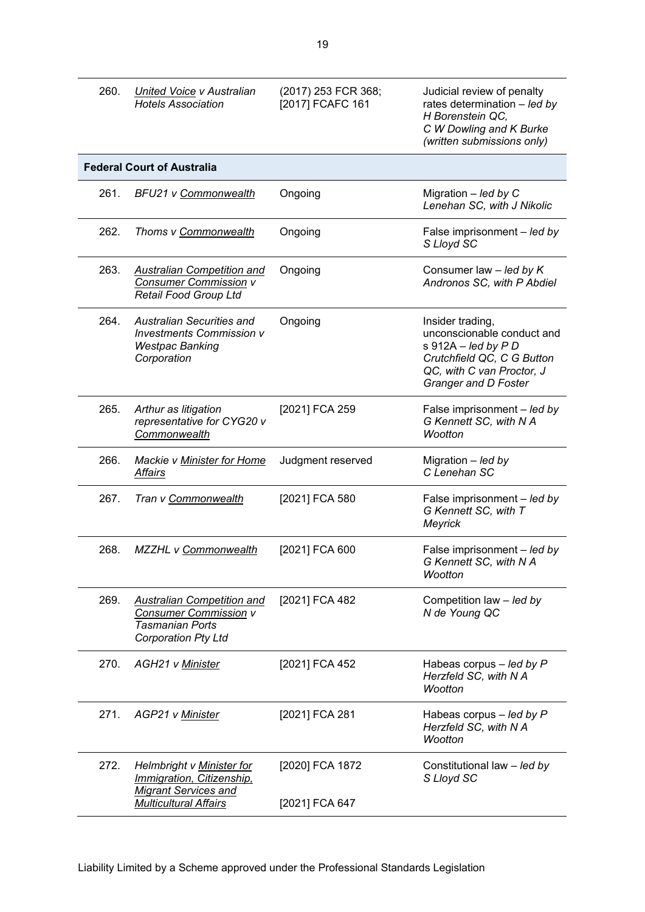| | | | |
|---|---|---|---|
| 260. | *United Voice v Australian Hotels Association* | (2017) 253 FCR 368; [2017] FCAFC 161 | Judicial review of penalty rates determination – *led by H Borenstein QC, C W Dowling and K Burke (written submissions only)* |
| **Federal Court of Australia** | | | |
| 261. | *BFU21 v Commonwealth* | Ongoing | Migration – *led by C Lenehan SC, with J Nikolic* |
| 262. | *Thoms v Commonwealth* | Ongoing | False imprisonment – *led by S Lloyd SC* |
| 263. | *Australian Competition and Consumer Commission v Retail Food Group Ltd* | Ongoing | Consumer law – *led by K Andronos SC, with P Abdiel* |
| 264. | *Australian Securities and Investments Commission v Westpac Banking Corporation* | Ongoing | Insider trading, unconscionable conduct and s 912A – *led by P D Crutchfield QC, C G Button QC, with C van Proctor, J Granger and D Foster* |
| 265. | *Arthur as litigation representative for CYG20 v Commonwealth* | [2021] FCA 259 | False imprisonment – *led by G Kennett SC, with N A Wootton* |
| 266. | *Mackie v Minister for Home Affairs* | Judgment reserved | Migration – *led by C Lenehan SC* |
| 267. | *Tran v Commonwealth* | [2021] FCA 580 | False imprisonment – *led by G Kennett SC, with T Meyrick* |
| 268. | *MZZHL v Commonwealth* | [2021] FCA 600 | False imprisonment – *led by G Kennett SC, with N A Wootton* |
| 269. | *Australian Competition and Consumer Commission v Tasmanian Ports Corporation Pty Ltd* | [2021] FCA 482 | Competition law – *led by N de Young QC* |
| 270. | *AGH21 v Minister* | [2021] FCA 452 | Habeas corpus – *led by P Herzfeld SC, with N A Wootton* |
| 271. | *AGP21 v Minister* | [2021] FCA 281 | Habeas corpus – *led by P Herzfeld SC, with N A Wootton* |
| 272. | *Helmbright v Minister for Immigration, Citizenship, Migrant Services and Multicultural Affairs* | [2020] FCA 1872<br><br>[2021] FCA 647 | Constitutional law – *led by S Lloyd SC* |

Liability Limited by a Scheme approved under the Professional Standards Legislation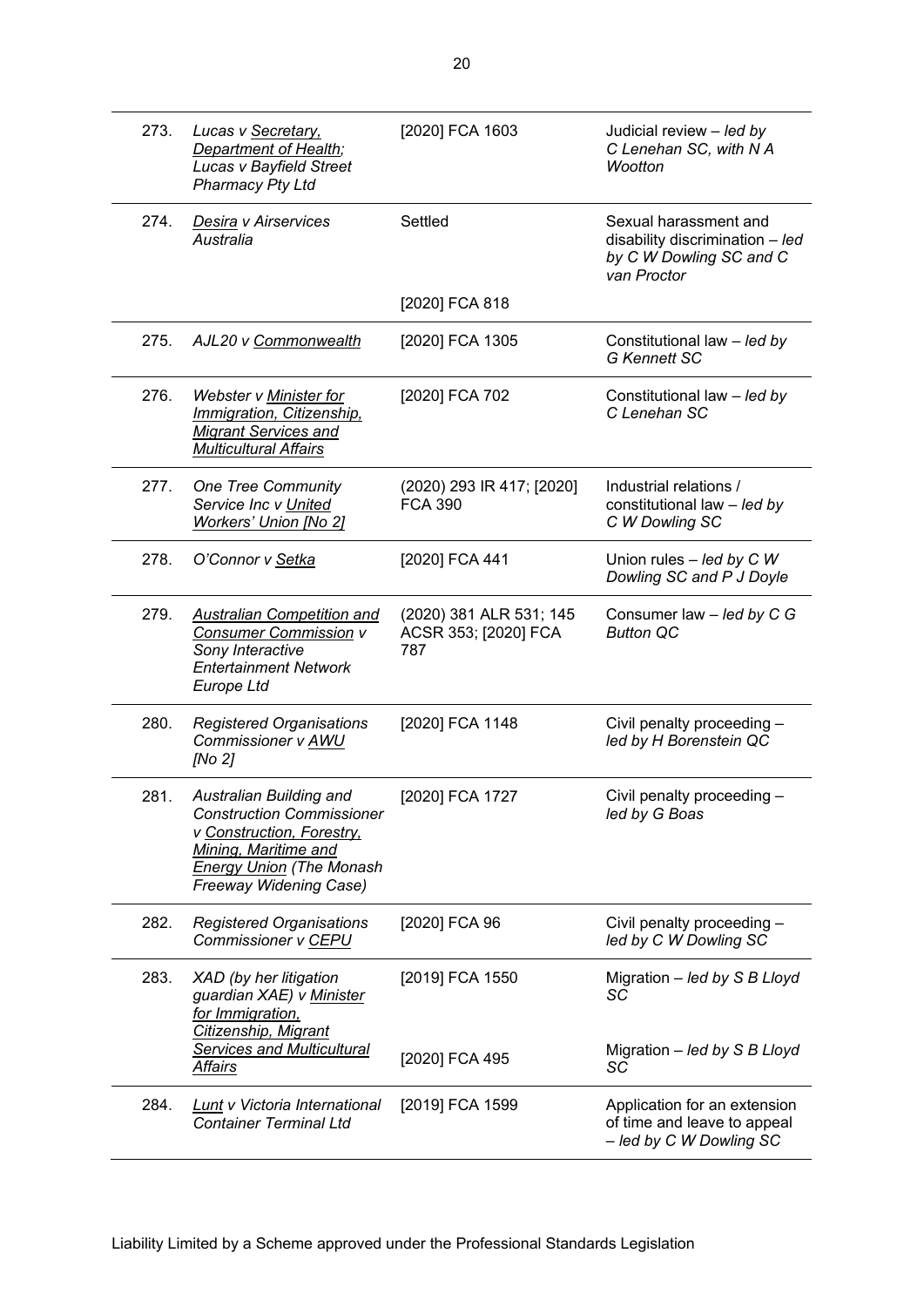| | | | |
|---|---|---|---|
| 273. | *Lucas v Secretary, Department of Health; Lucas v Bayfield Street Pharmacy Pty Ltd* | [2020] FCA 1603 | Judicial review – *led by C Lenehan SC, with N A Wootton* |
| 274. | *Desira v Airservices Australia* | Settled | Sexual harassment and disability discrimination – *led by C W Dowling SC and C van Proctor* |
| | | [2020] FCA 818 | |
| 275. | *AJL20 v Commonwealth* | [2020] FCA 1305 | Constitutional law – *led by G Kennett SC* |
| 276. | *Webster v Minister for Immigration, Citizenship, Migrant Services and Multicultural Affairs* | [2020] FCA 702 | Constitutional law – *led by C Lenehan SC* |
| 277. | *One Tree Community Service Inc v United Workers' Union [No 2]* | (2020) 293 IR 417; [2020] FCA 390 | Industrial relations / constitutional law – *led by C W Dowling SC* |
| 278. | *O'Connor v Setka* | [2020] FCA 441 | Union rules – *led by C W Dowling SC and P J Doyle* |
| 279. | *Australian Competition and Consumer Commission v Sony Interactive Entertainment Network Europe Ltd* | (2020) 381 ALR 531; 145 ACSR 353; [2020] FCA 787 | Consumer law – *led by C G Button QC* |
| 280. | *Registered Organisations Commissioner v AWU [No 2]* | [2020] FCA 1148 | Civil penalty proceeding – *led by H Borenstein QC* |
| 281. | *Australian Building and Construction Commissioner v Construction, Forestry, Mining, Maritime and Energy Union (The Monash Freeway Widening Case)* | [2020] FCA 1727 | Civil penalty proceeding – *led by G Boas* |
| 282. | *Registered Organisations Commissioner v CEPU* | [2020] FCA 96 | Civil penalty proceeding – *led by C W Dowling SC* |
| 283. | *XAD (by her litigation guardian XAE) v Minister for Immigration, Citizenship, Migrant Services and Multicultural Affairs* | [2019] FCA 1550 | Migration – *led by S B Lloyd SC* |
| | | [2020] FCA 495 | Migration – *led by S B Lloyd SC* |
| 284. | *Lunt v Victoria International Container Terminal Ltd* | [2019] FCA 1599 | Application for an extension of time and leave to appeal – *led by C W Dowling SC* |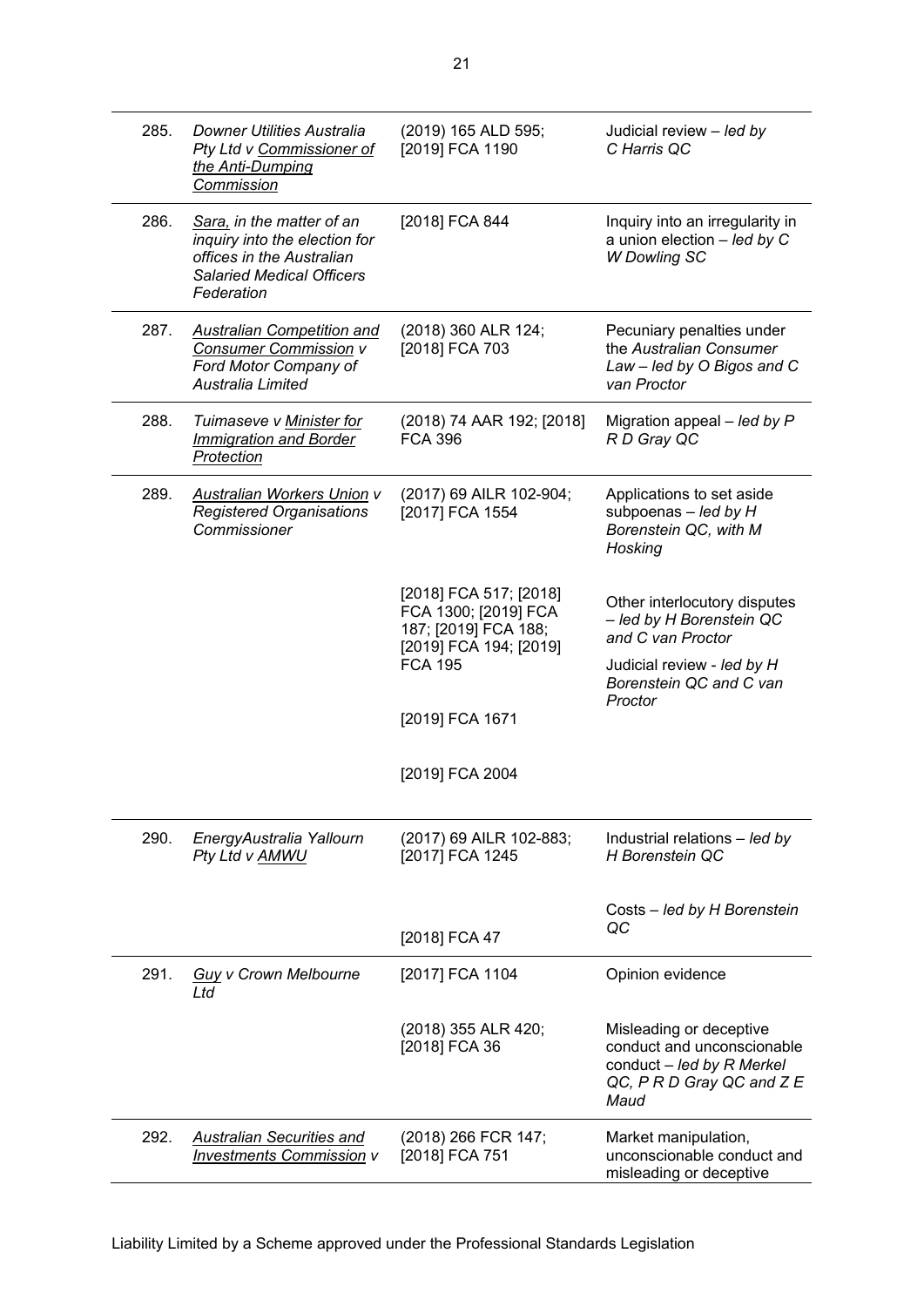| | | | |
|---|---|---|---|
| 285. | *Downer Utilities Australia Pty Ltd v Commissioner of the Anti-Dumping Commission* | (2019) 165 ALD 595; [2019] FCA 1190 | Judicial review – *led by C Harris QC* |
| 286. | *Sara, in the matter of an inquiry into the election for offices in the Australian Salaried Medical Officers Federation* | [2018] FCA 844 | Inquiry into an irregularity in a union election – *led by C W Dowling SC* |
| 287. | *Australian Competition and Consumer Commission v Ford Motor Company of Australia Limited* | (2018) 360 ALR 124; [2018] FCA 703 | Pecuniary penalties under the *Australian Consumer Law – led by O Bigos and C van Proctor* |
| 288. | *Tuimaseve v Minister for Immigration and Border Protection* | (2018) 74 AAR 192; [2018] FCA 396 | Migration appeal – *led by P R D Gray QC* |
| 289. | *Australian Workers Union v Registered Organisations Commissioner* | (2017) 69 AILR 102-904; [2017] FCA 1554 | Applications to set aside subpoenas – *led by H Borenstein QC, with M Hosking* |
| | | [2018] FCA 517; [2018] FCA 1300; [2019] FCA 187; [2019] FCA 188; [2019] FCA 194; [2019] FCA 195 | Other interlocutory disputes – *led by H Borenstein QC and C van Proctor* |
| | | [2019] FCA 1671 | Judicial review - *led by H Borenstein QC and C van Proctor* |
| | | [2019] FCA 2004 | |
| 290. | *EnergyAustralia Yallourn Pty Ltd v AMWU* | (2017) 69 AILR 102-883; [2017] FCA 1245 | Industrial relations – *led by H Borenstein QC* |
| | | [2018] FCA 47 | Costs – *led by H Borenstein QC* |
| 291. | *Guy v Crown Melbourne Ltd* | [2017] FCA 1104 | Opinion evidence |
| | | (2018) 355 ALR 420; [2018] FCA 36 | Misleading or deceptive conduct and unconscionable conduct – *led by R Merkel QC, P R D Gray QC and Z E Maud* |
| 292. | *Australian Securities and Investments Commission v* | (2018) 266 FCR 147; [2018] FCA 751 | Market manipulation, unconscionable conduct and misleading or deceptive |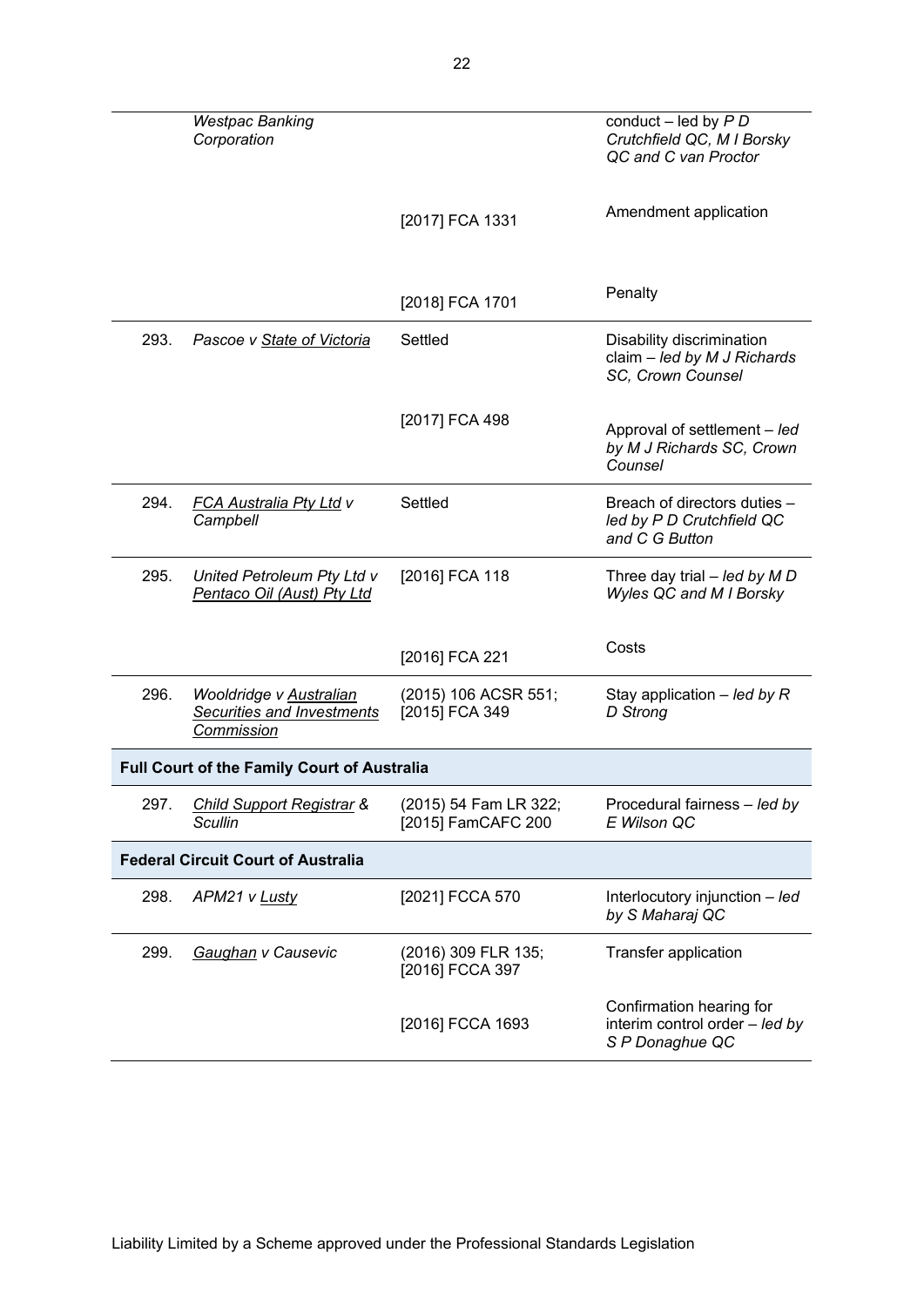| | | | |
|---|---|---|---|
| | *Westpac Banking Corporation* | | conduct – led by *P D Crutchfield QC, M I Borsky QC and C van Proctor* |
| | | [2017] FCA 1331 | Amendment application |
| | | [2018] FCA 1701 | Penalty |
| 293. | *Pascoe v State of Victoria* | Settled | Disability discrimination claim – *led by M J Richards SC, Crown Counsel* |
| | | [2017] FCA 498 | Approval of settlement – *led by M J Richards SC, Crown Counsel* |
| 294. | *FCA Australia Pty Ltd v Campbell* | Settled | Breach of directors duties – *led by P D Crutchfield QC and C G Button* |
| 295. | *United Petroleum Pty Ltd v Pentaco Oil (Aust) Pty Ltd* | [2016] FCA 118 | Three day trial – *led by M D Wyles QC and M I Borsky* |
| | | [2016] FCA 221 | Costs |
| 296. | *Wooldridge v Australian Securities and Investments Commission* | (2015) 106 ACSR 551; [2015] FCA 349 | Stay application – *led by R D Strong* |
| **Full Court of the Family Court of Australia** | | | |
| 297. | *Child Support Registrar & Scullin* | (2015) 54 Fam LR 322; [2015] FamCAFC 200 | Procedural fairness – *led by E Wilson QC* |
| **Federal Circuit Court of Australia** | | | |
| 298. | *APM21 v Lusty* | [2021] FCCA 570 | Interlocutory injunction – *led by S Maharaj QC* |
| 299. | *Gaughan v Causevic* | (2016) 309 FLR 135; [2016] FCCA 397 | Transfer application |
| | | [2016] FCCA 1693 | Confirmation hearing for interim control order – *led by S P Donaghue QC* |

Liability Limited by a Scheme approved under the Professional Standards Legislation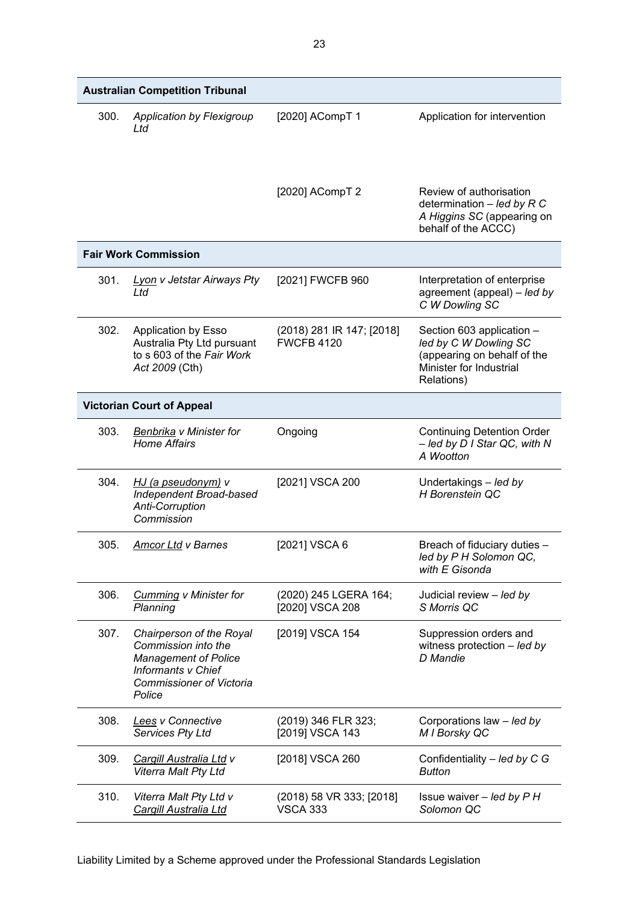| | | | |
|---|---|---|---|
| **Australian Competition Tribunal** | | | |
| 300. | *Application by Flexigroup Ltd* | [2020] ACompT 1 | Application for intervention |
| | | [2020] ACompT 2 | Review of authorisation determination – *led by R C A Higgins SC* (appearing on behalf of the ACCC) |
| **Fair Work Commission** | | | |
| 301. | *<u>Lyon</u> v Jetstar Airways Pty Ltd* | [2021] FWCFB 960 | Interpretation of enterprise agreement (appeal) – *led by C W Dowling SC* |
| 302. | Application by Esso Australia Pty Ltd pursuant to s 603 of the *Fair Work Act 2009* (Cth) | (2018) 281 IR 147; [2018] FWCFB 4120 | Section 603 application – *led by C W Dowling SC* (appearing on behalf of the Minister for Industrial Relations) |
| **Victorian Court of Appeal** | | | |
| 303. | *<u>Benbrika</u> v Minister for Home Affairs* | Ongoing | Continuing Detention Order – *led by D I Star QC, with N A Wootton* |
| 304. | *<u>HJ (a pseudonym)</u> v Independent Broad-based Anti-Corruption Commission* | [2021] VSCA 200 | Undertakings – *led by H Borenstein QC* |
| 305. | *<u>Amcor Ltd</u> v Barnes* | [2021] VSCA 6 | Breach of fiduciary duties – *led by P H Solomon QC, with E Gisonda* |
| 306. | *<u>Cumming</u> v Minister for Planning* | (2020) 245 LGERA 164; [2020] VSCA 208 | Judicial review – *led by S Morris QC* |
| 307. | *Chairperson of the Royal Commission into the Management of Police Informants v Chief Commissioner of Victoria Police* | [2019] VSCA 154 | Suppression orders and witness protection – *led by D Mandie* |
| 308. | *<u>Lees</u> v Connective Services Pty Ltd* | (2019) 346 FLR 323; [2019] VSCA 143 | Corporations law – *led by M I Borsky QC* |
| 309. | *<u>Cargill Australia Ltd</u> v Viterra Malt Pty Ltd* | [2018] VSCA 260 | Confidentiality – *led by C G Button* |
| 310. | *Viterra Malt Pty Ltd v <u>Cargill Australia Ltd</u>* | (2018) 58 VR 333; [2018] VSCA 333 | Issue waiver – *led by P H Solomon QC* |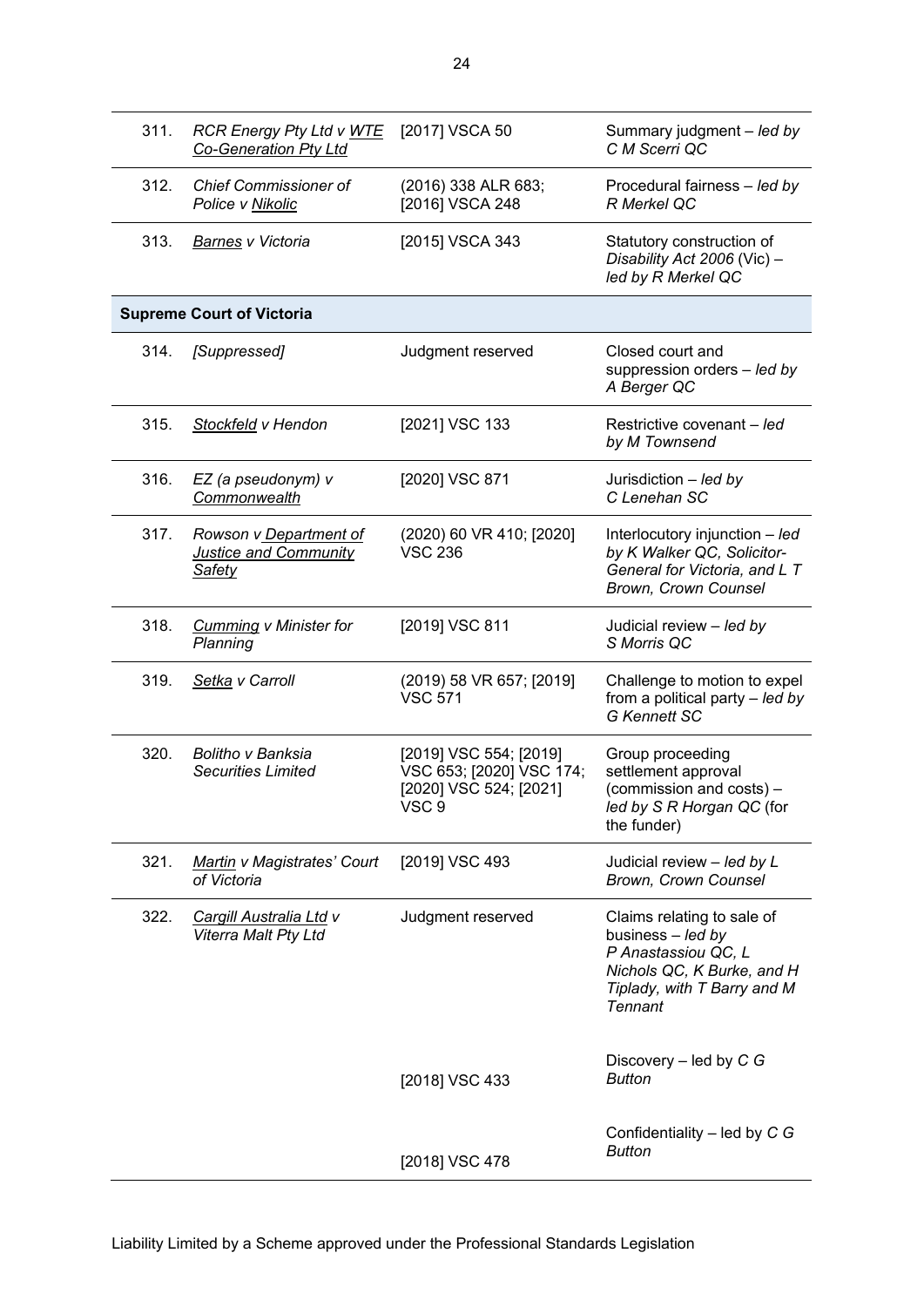| | | | |
|---|---|---|---|
| 311. | *RCR Energy Pty Ltd v WTE Co-Generation Pty Ltd* | [2017] VSCA 50 | Summary judgment – *led by C M Scerri QC* |
| 312. | *Chief Commissioner of Police v Nikolic* | (2016) 338 ALR 683; [2016] VSCA 248 | Procedural fairness – *led by R Merkel QC* |
| 313. | *Barnes v Victoria* | [2015] VSCA 343 | Statutory construction of *Disability Act 2006* (Vic) – *led by R Merkel QC* |
| **Supreme Court of Victoria** | | | |
| 314. | *[Suppressed]* | Judgment reserved | Closed court and suppression orders – *led by A Berger QC* |
| 315. | *Stockfeld v Hendon* | [2021] VSC 133 | Restrictive covenant – *led by M Townsend* |
| 316. | *EZ (a pseudonym) v Commonwealth* | [2020] VSC 871 | Jurisdiction – *led by C Lenehan SC* |
| 317. | *Rowson v Department of Justice and Community Safety* | (2020) 60 VR 410; [2020] VSC 236 | Interlocutory injunction – *led by K Walker QC, Solicitor-General for Victoria, and L T Brown, Crown Counsel* |
| 318. | *Cumming v Minister for Planning* | [2019] VSC 811 | Judicial review – *led by S Morris QC* |
| 319. | *Setka v Carroll* | (2019) 58 VR 657; [2019] VSC 571 | Challenge to motion to expel from a political party – *led by G Kennett SC* |
| 320. | *Bolitho v Banksia Securities Limited* | [2019] VSC 554; [2019] VSC 653; [2020] VSC 174; [2020] VSC 524; [2021] VSC 9 | Group proceeding settlement approval (commission and costs) – *led by S R Horgan QC* (for the funder) |
| 321. | *Martin v Magistrates' Court of Victoria* | [2019] VSC 493 | Judicial review – *led by L Brown, Crown Counsel* |
| 322. | *Cargill Australia Ltd v Viterra Malt Pty Ltd* | Judgment reserved | Claims relating to sale of business – *led by P Anastassiou QC, L Nichols QC, K Burke, and H Tiplady, with T Barry and M Tennant* |
| | | [2018] VSC 433 | Discovery – led by *C G Button* |
| | | [2018] VSC 478 | Confidentiality – led by *C G Button* |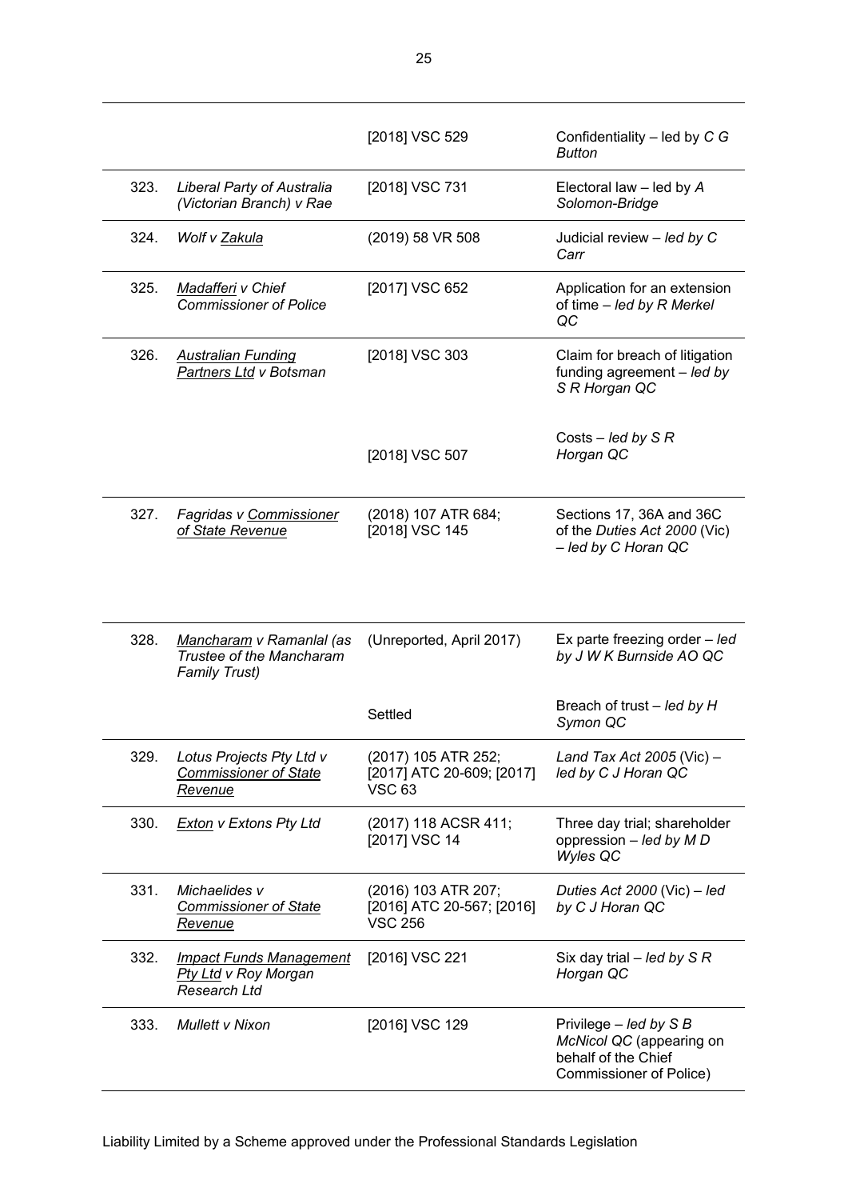| | | | |
|---|---|---|---|
| | | [2018] VSC 529 | Confidentiality – led by *C G Button* |
| 323. | *Liberal Party of Australia (Victorian Branch) v Rae* | [2018] VSC 731 | Electoral law – led by *A Solomon-Bridge* |
| 324. | *Wolf v Zakula* | (2019) 58 VR 508 | Judicial review – *led by C Carr* |
| 325. | *Madafferi v Chief Commissioner of Police* | [2017] VSC 652 | Application for an extension of time – *led by R Merkel QC* |
| 326. | *Australian Funding Partners Ltd v Botsman* | [2018] VSC 303 | Claim for breach of litigation funding agreement – *led by S R Horgan QC* |
| | | [2018] VSC 507 | Costs – *led by S R Horgan QC* |
| 327. | *Fagridas v Commissioner of State Revenue* | (2018) 107 ATR 684; [2018] VSC 145 | Sections 17, 36A and 36C of the *Duties Act 2000* (Vic) *– led by C Horan QC* |
| 328. | *Mancharam v Ramanlal (as Trustee of the Mancharam Family Trust)* | (Unreported, April 2017) | Ex parte freezing order – *led by J W K Burnside AO QC* |
| | | Settled | Breach of trust – *led by H Symon QC* |
| 329. | *Lotus Projects Pty Ltd v Commissioner of State Revenue* | (2017) 105 ATR 252; [2017] ATC 20-609; [2017] VSC 63 | *Land Tax Act 2005* (Vic) – *led by C J Horan QC* |
| 330. | *Exton v Extons Pty Ltd* | (2017) 118 ACSR 411; [2017] VSC 14 | Three day trial; shareholder oppression – *led by M D Wyles QC* |
| 331. | *Michaelides v Commissioner of State Revenue* | (2016) 103 ATR 207; [2016] ATC 20-567; [2016] VSC 256 | *Duties Act 2000* (Vic) – *led by C J Horan QC* |
| 332. | *Impact Funds Management Pty Ltd v Roy Morgan Research Ltd* | [2016] VSC 221 | Six day trial – *led by S R Horgan QC* |
| 333. | *Mullett v Nixon* | [2016] VSC 129 | Privilege – *led by S B McNicol QC* (appearing on behalf of the Chief Commissioner of Police) |

Liability Limited by a Scheme approved under the Professional Standards Legislation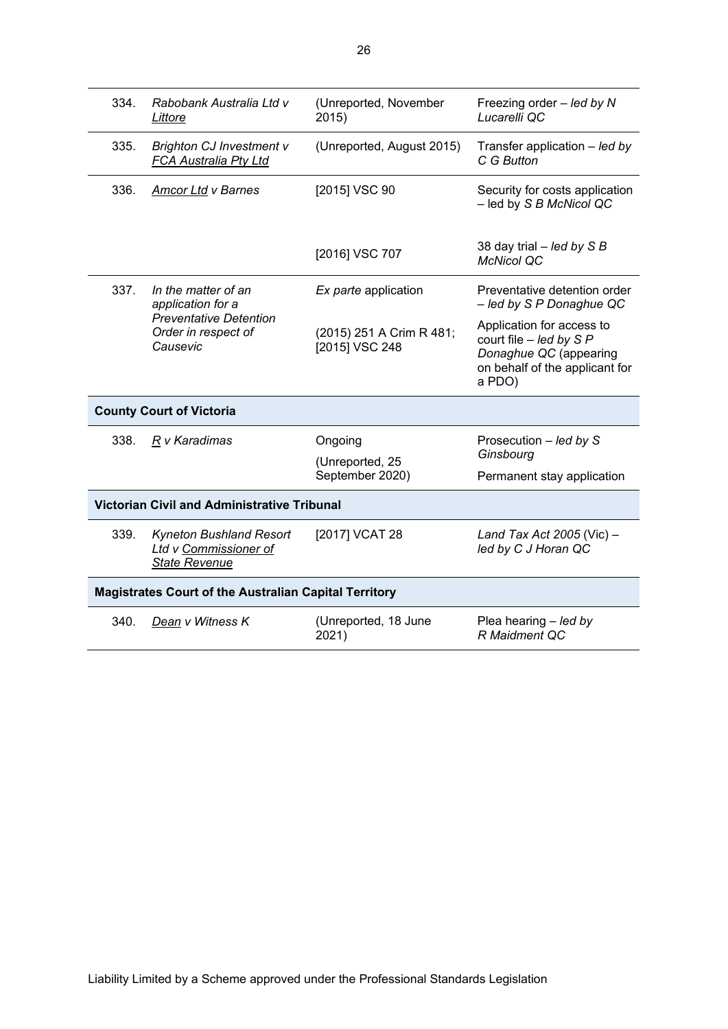| | | | |
|---|---|---|---|
| 334. | *Rabobank Australia Ltd v Littore* | (Unreported, November 2015) | Freezing order – *led by N Lucarelli QC* |
| 335. | *Brighton CJ Investment v FCA Australia Pty Ltd* | (Unreported, August 2015) | Transfer application – *led by C G Button* |
| 336. | *Amcor Ltd v Barnes* | [2015] VSC 90 | Security for costs application – led by *S B McNicol QC* |
| | | [2016] VSC 707 | 38 day trial – *led by S B McNicol QC* |
| 337. | *In the matter of an application for a Preventative Detention Order in respect of Causevic* | *Ex parte* application | Preventative detention order – *led by S P Donaghue QC* |
| | | (2015) 251 A Crim R 481; [2015] VSC 248 | Application for access to court file – *led by S P Donaghue QC* (appearing on behalf of the applicant for a PDO) |
| **County Court of Victoria** | | | |
| 338. | *R v Karadimas* | Ongoing | Prosecution – *led by S Ginsbourg* |
| | | (Unreported, 25 September 2020) | Permanent stay application |
| **Victorian Civil and Administrative Tribunal** | | | |
| 339. | *Kyneton Bushland Resort Ltd v Commissioner of State Revenue* | [2017] VCAT 28 | *Land Tax Act 2005* (Vic) – *led by C J Horan QC* |
| **Magistrates Court of the Australian Capital Territory** | | | |
| 340. | *Dean v Witness K* | (Unreported, 18 June 2021) | Plea hearing – *led by R Maidment QC* |

Liability Limited by a Scheme approved under the Professional Standards Legislation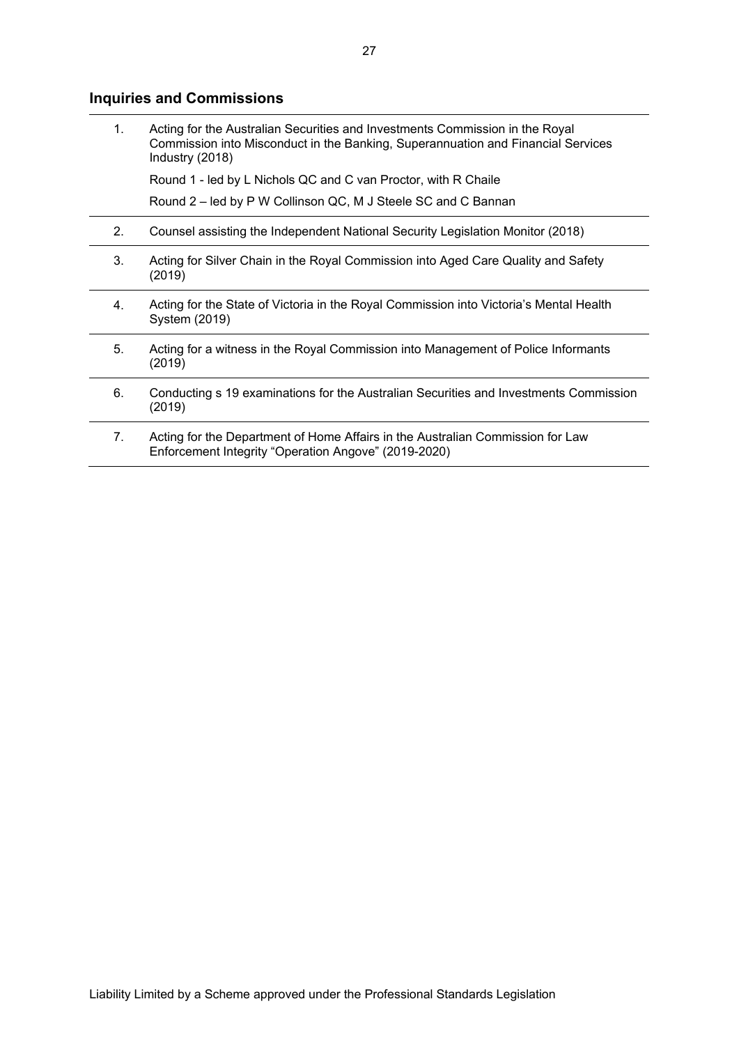## Inquiries and Commissions

| | |
|---|---|
| 1. | Acting for the Australian Securities and Investments Commission in the Royal Commission into Misconduct in the Banking, Superannuation and Financial Services Industry (2018)<br><br>Round 1 - led by L Nichols QC and C van Proctor, with R Chaile<br><br>Round 2 – led by P W Collinson QC, M J Steele SC and C Bannan |
| 2. | Counsel assisting the Independent National Security Legislation Monitor (2018) |
| 3. | Acting for Silver Chain in the Royal Commission into Aged Care Quality and Safety (2019) |
| 4. | Acting for the State of Victoria in the Royal Commission into Victoria's Mental Health System (2019) |
| 5. | Acting for a witness in the Royal Commission into Management of Police Informants (2019) |
| 6. | Conducting s 19 examinations for the Australian Securities and Investments Commission (2019) |
| 7. | Acting for the Department of Home Affairs in the Australian Commission for Law Enforcement Integrity "Operation Angove" (2019-2020) |

Liability Limited by a Scheme approved under the Professional Standards Legislation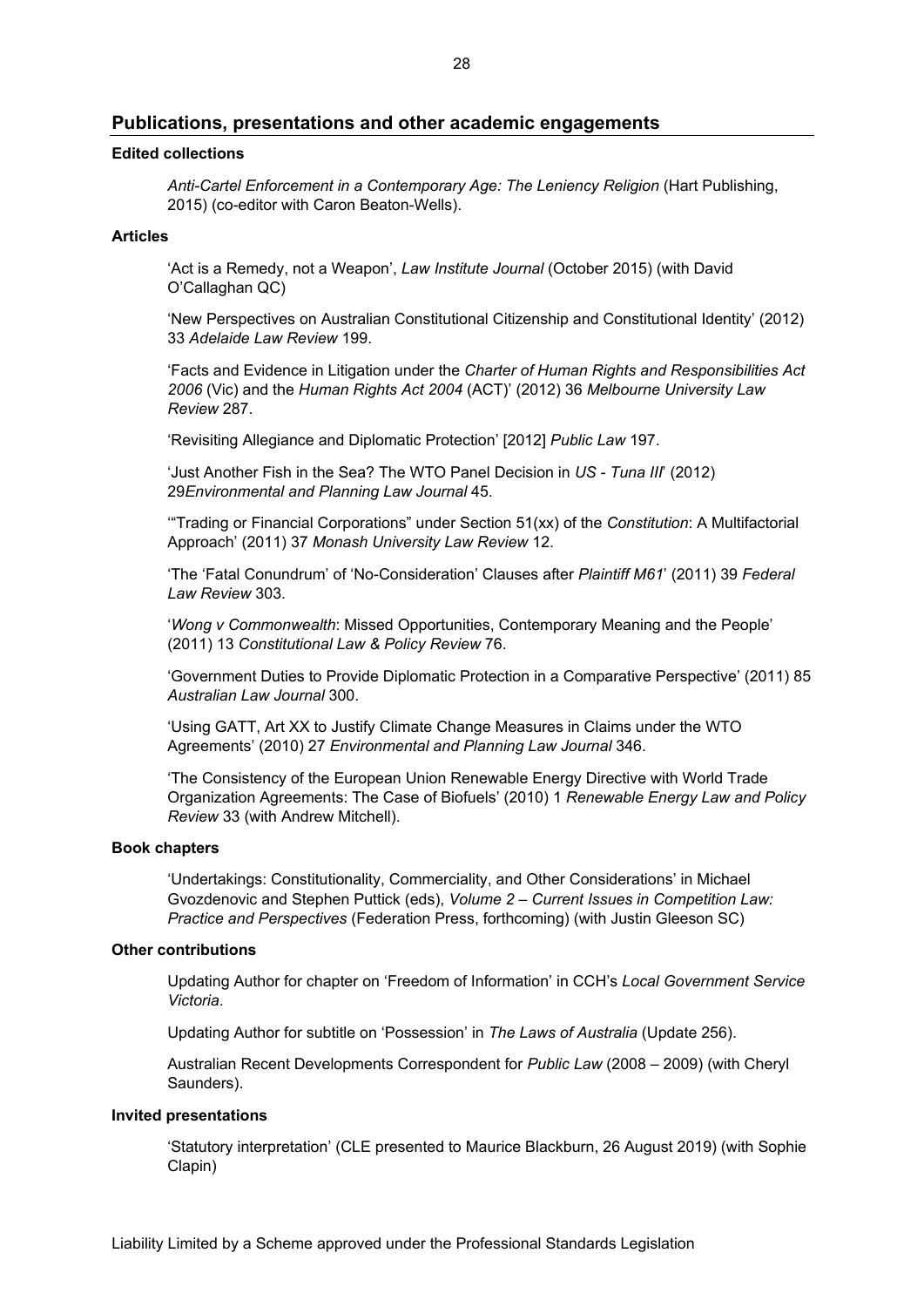## Publications, presentations and other academic engagements

### Edited collections

*Anti-Cartel Enforcement in a Contemporary Age: The Leniency Religion* (Hart Publishing, 2015) (co-editor with Caron Beaton-Wells).

### Articles

'Act is a Remedy, not a Weapon', *Law Institute Journal* (October 2015) (with David O'Callaghan QC)

'New Perspectives on Australian Constitutional Citizenship and Constitutional Identity' (2012) 33 *Adelaide Law Review* 199.

'Facts and Evidence in Litigation under the *Charter of Human Rights and Responsibilities Act 2006* (Vic) and the *Human Rights Act 2004* (ACT)' (2012) 36 *Melbourne University Law Review* 287.

'Revisiting Allegiance and Diplomatic Protection' [2012] *Public Law* 197.

'Just Another Fish in the Sea? The WTO Panel Decision in *US - Tuna III*' (2012) 29*Environmental and Planning Law Journal* 45.

'"Trading or Financial Corporations" under Section 51(xx) of the *Constitution*: A Multifactorial Approach' (2011) 37 *Monash University Law Review* 12.

'The 'Fatal Conundrum' of 'No-Consideration' Clauses after *Plaintiff M61*' (2011) 39 *Federal Law Review* 303.

'*Wong v Commonwealth*: Missed Opportunities, Contemporary Meaning and the People' (2011) 13 *Constitutional Law & Policy Review* 76.

'Government Duties to Provide Diplomatic Protection in a Comparative Perspective' (2011) 85 *Australian Law Journal* 300.

'Using GATT, Art XX to Justify Climate Change Measures in Claims under the WTO Agreements' (2010) 27 *Environmental and Planning Law Journal* 346.

'The Consistency of the European Union Renewable Energy Directive with World Trade Organization Agreements: The Case of Biofuels' (2010) 1 *Renewable Energy Law and Policy Review* 33 (with Andrew Mitchell).

### Book chapters

'Undertakings: Constitutionality, Commerciality, and Other Considerations' in Michael Gvozdenovic and Stephen Puttick (eds), *Volume 2 – Current Issues in Competition Law: Practice and Perspectives* (Federation Press, forthcoming) (with Justin Gleeson SC)

### Other contributions

Updating Author for chapter on 'Freedom of Information' in CCH's *Local Government Service Victoria*.

Updating Author for subtitle on 'Possession' in *The Laws of Australia* (Update 256).

Australian Recent Developments Correspondent for *Public Law* (2008 – 2009) (with Cheryl Saunders).

### Invited presentations

'Statutory interpretation' (CLE presented to Maurice Blackburn, 26 August 2019) (with Sophie Clapin)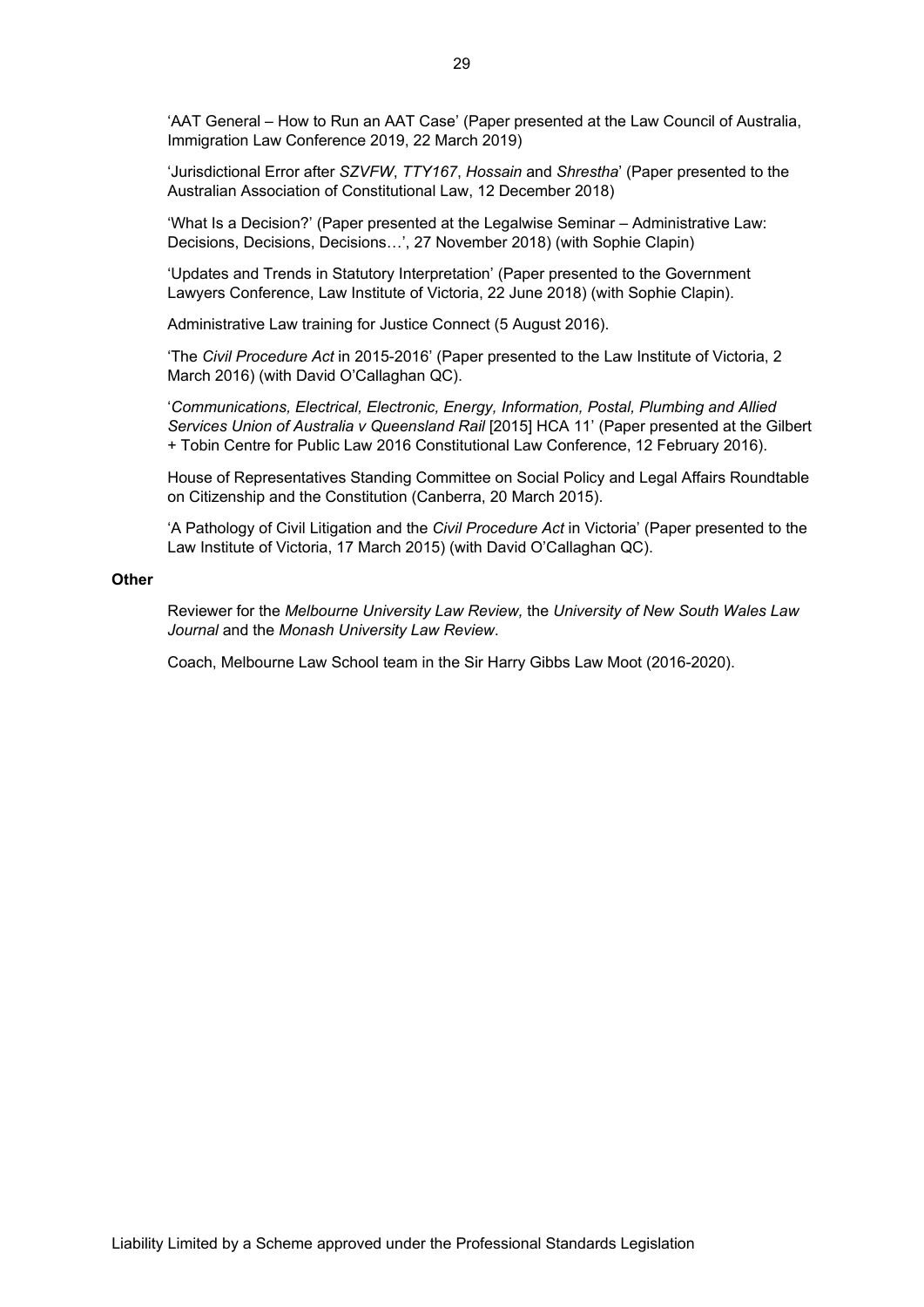'AAT General – How to Run an AAT Case' (Paper presented at the Law Council of Australia, Immigration Law Conference 2019, 22 March 2019)

'Jurisdictional Error after *SZVFW*, *TTY167*, *Hossain* and *Shrestha*' (Paper presented to the Australian Association of Constitutional Law, 12 December 2018)

'What Is a Decision?' (Paper presented at the Legalwise Seminar – Administrative Law: Decisions, Decisions, Decisions…', 27 November 2018) (with Sophie Clapin)

'Updates and Trends in Statutory Interpretation' (Paper presented to the Government Lawyers Conference, Law Institute of Victoria, 22 June 2018) (with Sophie Clapin).

Administrative Law training for Justice Connect (5 August 2016).

'The *Civil Procedure Act* in 2015-2016' (Paper presented to the Law Institute of Victoria, 2 March 2016) (with David O'Callaghan QC).

'*Communications, Electrical, Electronic, Energy, Information, Postal, Plumbing and Allied Services Union of Australia v Queensland Rail* [2015] HCA 11' (Paper presented at the Gilbert + Tobin Centre for Public Law 2016 Constitutional Law Conference, 12 February 2016).

House of Representatives Standing Committee on Social Policy and Legal Affairs Roundtable on Citizenship and the Constitution (Canberra, 20 March 2015).

'A Pathology of Civil Litigation and the *Civil Procedure Act* in Victoria' (Paper presented to the Law Institute of Victoria, 17 March 2015) (with David O'Callaghan QC).

**Other**

Reviewer for the *Melbourne University Law Review,* the *University of New South Wales Law Journal* and the *Monash University Law Review*.

Coach, Melbourne Law School team in the Sir Harry Gibbs Law Moot (2016-2020).